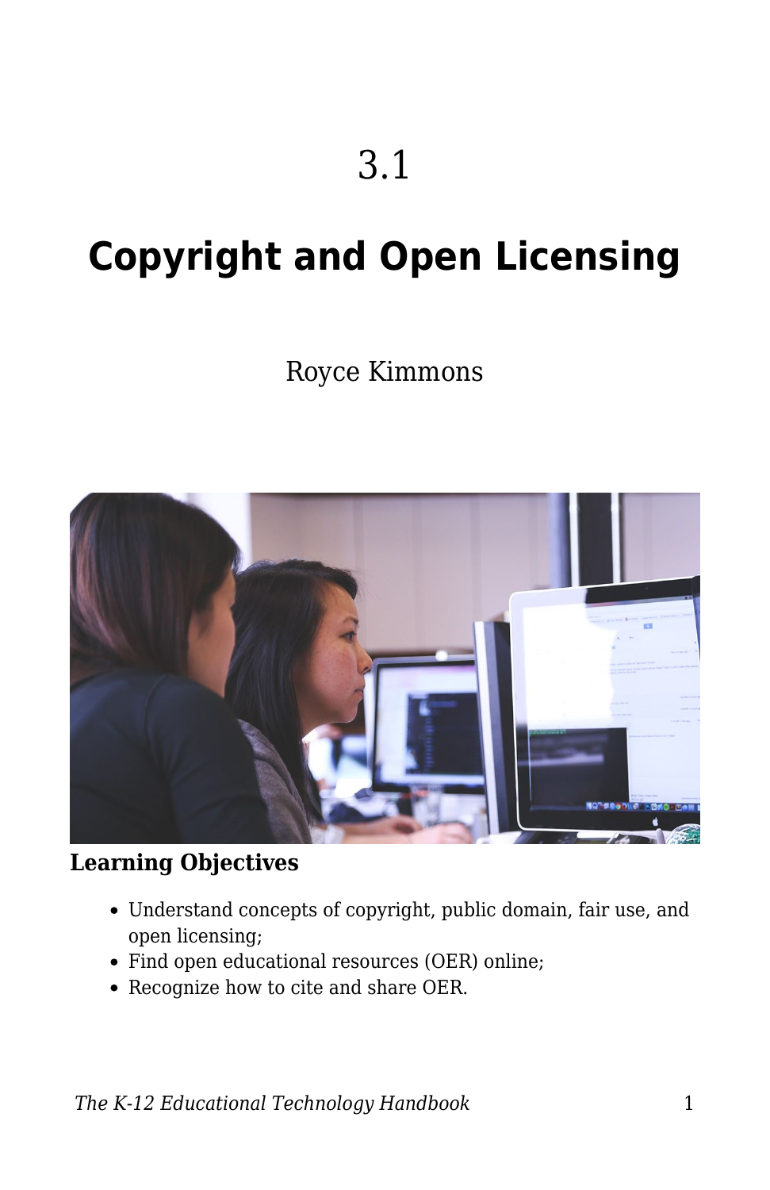# 3.1

# Copyright and Open Licensing

Royce Kimmons

**Learning Objectives**

- Understand concepts of copyright, public domain, fair use, and open licensing;
- Find open educational resources (OER) online;
- Recognize how to cite and share OER.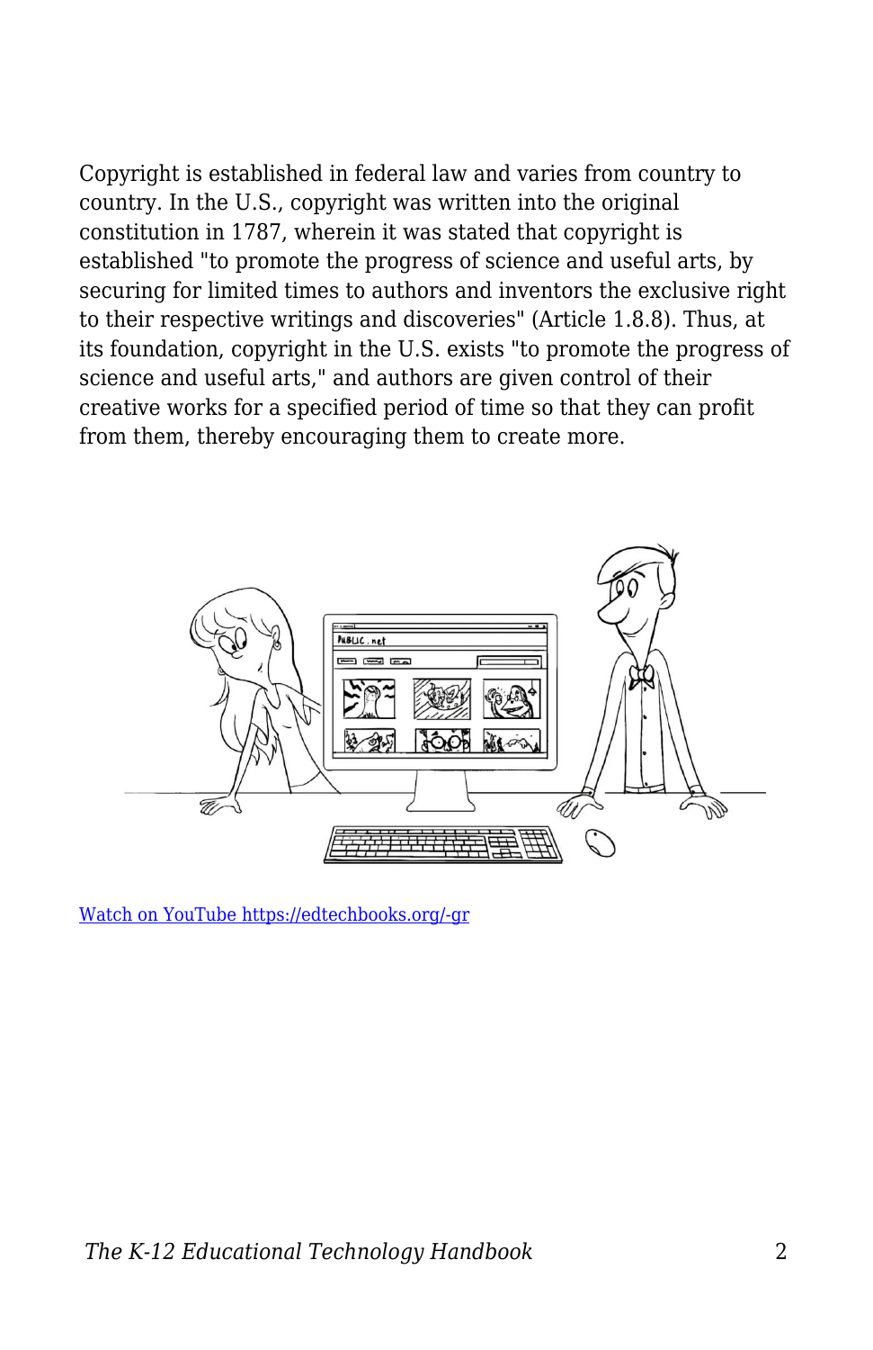Copyright is established in federal law and varies from country to country. In the U.S., copyright was written into the original constitution in 1787, wherein it was stated that copyright is established "to promote the progress of science and useful arts, by securing for limited times to authors and inventors the exclusive right to their respective writings and discoveries" (Article 1.8.8). Thus, at its foundation, copyright in the U.S. exists "to promote the progress of science and useful arts," and authors are given control of their creative works for a specified period of time so that they can profit from them, thereby encouraging them to create more.

[Watch on YouTube https://edtechbooks.org/-gr](https://edtechbooks.org/-gr)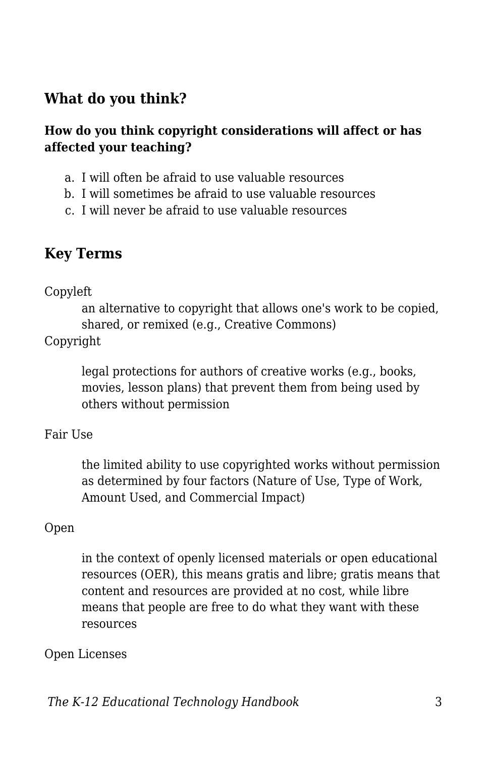## What do you think?

**How do you think copyright considerations will affect or has affected your teaching?**

a. I will often be afraid to use valuable resources
b. I will sometimes be afraid to use valuable resources
c. I will never be afraid to use valuable resources

## Key Terms

Copyleft
: an alternative to copyright that allows one's work to be copied, shared, or remixed (e.g., Creative Commons)

Copyright
: legal protections for authors of creative works (e.g., books, movies, lesson plans) that prevent them from being used by others without permission

Fair Use
: the limited ability to use copyrighted works without permission as determined by four factors (Nature of Use, Type of Work, Amount Used, and Commercial Impact)

Open
: in the context of openly licensed materials or open educational resources (OER), this means gratis and libre; gratis means that content and resources are provided at no cost, while libre means that people are free to do what they want with these resources

Open Licenses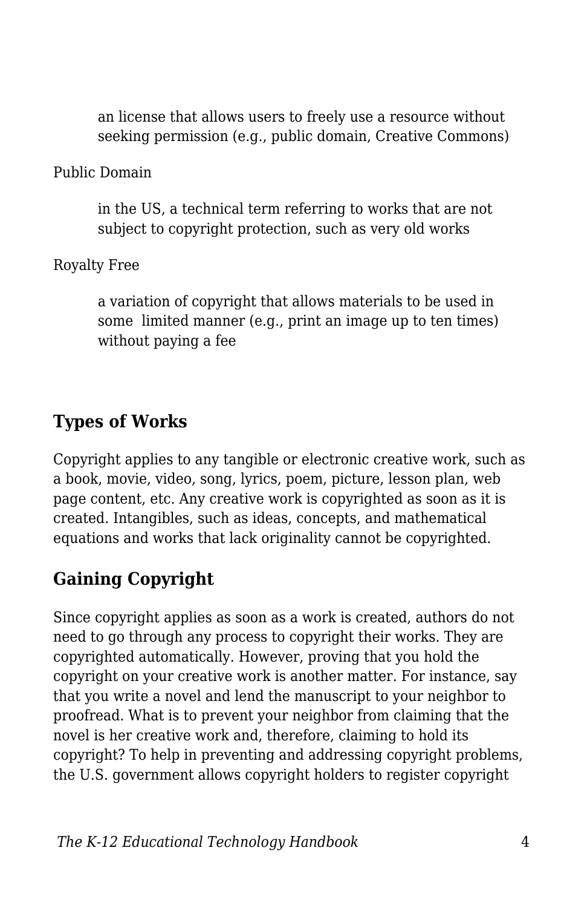an license that allows users to freely use a resource without seeking permission (e.g., public domain, Creative Commons)

Public Domain

in the US, a technical term referring to works that are not subject to copyright protection, such as very old works

Royalty Free

a variation of copyright that allows materials to be used in some limited manner (e.g., print an image up to ten times) without paying a fee

## Types of Works

Copyright applies to any tangible or electronic creative work, such as a book, movie, video, song, lyrics, poem, picture, lesson plan, web page content, etc. Any creative work is copyrighted as soon as it is created. Intangibles, such as ideas, concepts, and mathematical equations and works that lack originality cannot be copyrighted.

## Gaining Copyright

Since copyright applies as soon as a work is created, authors do not need to go through any process to copyright their works. They are copyrighted automatically. However, proving that you hold the copyright on your creative work is another matter. For instance, say that you write a novel and lend the manuscript to your neighbor to proofread. What is to prevent your neighbor from claiming that the novel is her creative work and, therefore, claiming to hold its copyright? To help in preventing and addressing copyright problems, the U.S. government allows copyright holders to register copyright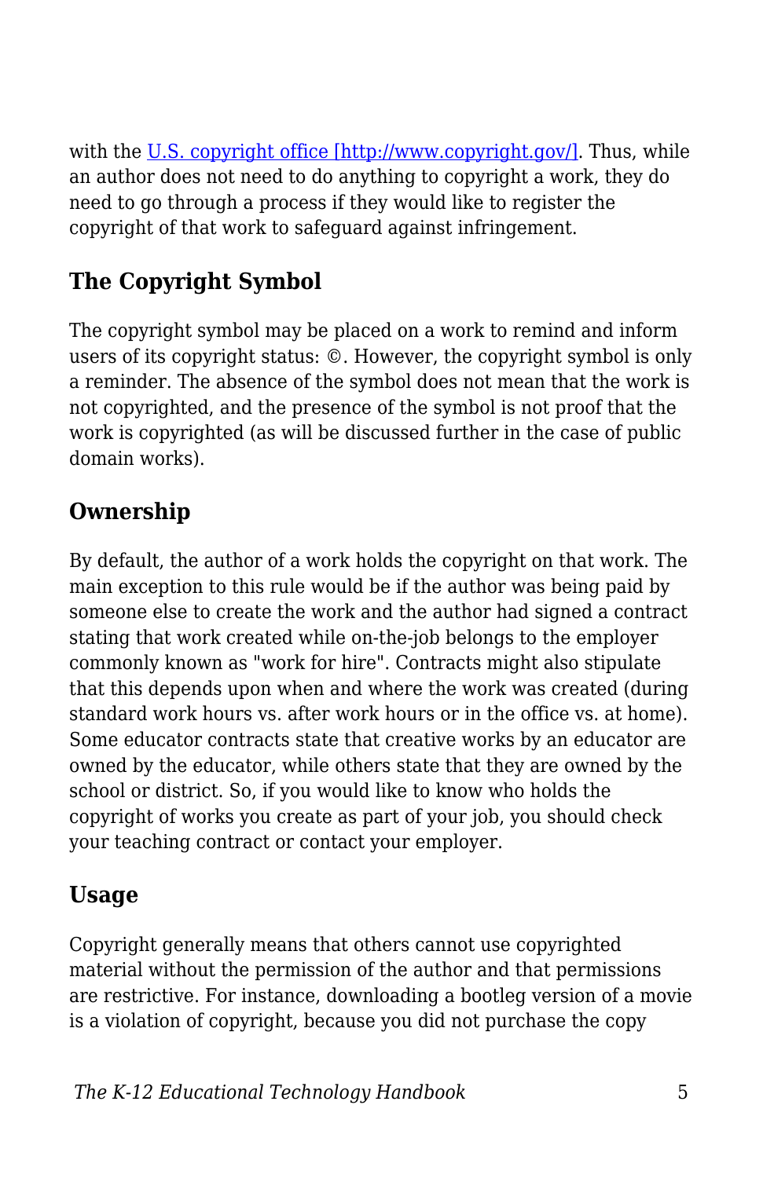with the [U.S. copyright office [http://www.copyright.gov/]](http://www.copyright.gov/). Thus, while an author does not need to do anything to copyright a work, they do need to go through a process if they would like to register the copyright of that work to safeguard against infringement.

## The Copyright Symbol

The copyright symbol may be placed on a work to remind and inform users of its copyright status: ©. However, the copyright symbol is only a reminder. The absence of the symbol does not mean that the work is not copyrighted, and the presence of the symbol is not proof that the work is copyrighted (as will be discussed further in the case of public domain works).

## Ownership

By default, the author of a work holds the copyright on that work. The main exception to this rule would be if the author was being paid by someone else to create the work and the author had signed a contract stating that work created while on-the-job belongs to the employer commonly known as "work for hire". Contracts might also stipulate that this depends upon when and where the work was created (during standard work hours vs. after work hours or in the office vs. at home). Some educator contracts state that creative works by an educator are owned by the educator, while others state that they are owned by the school or district. So, if you would like to know who holds the copyright of works you create as part of your job, you should check your teaching contract or contact your employer.

## Usage

Copyright generally means that others cannot use copyrighted material without the permission of the author and that permissions are restrictive. For instance, downloading a bootleg version of a movie is a violation of copyright, because you did not purchase the copy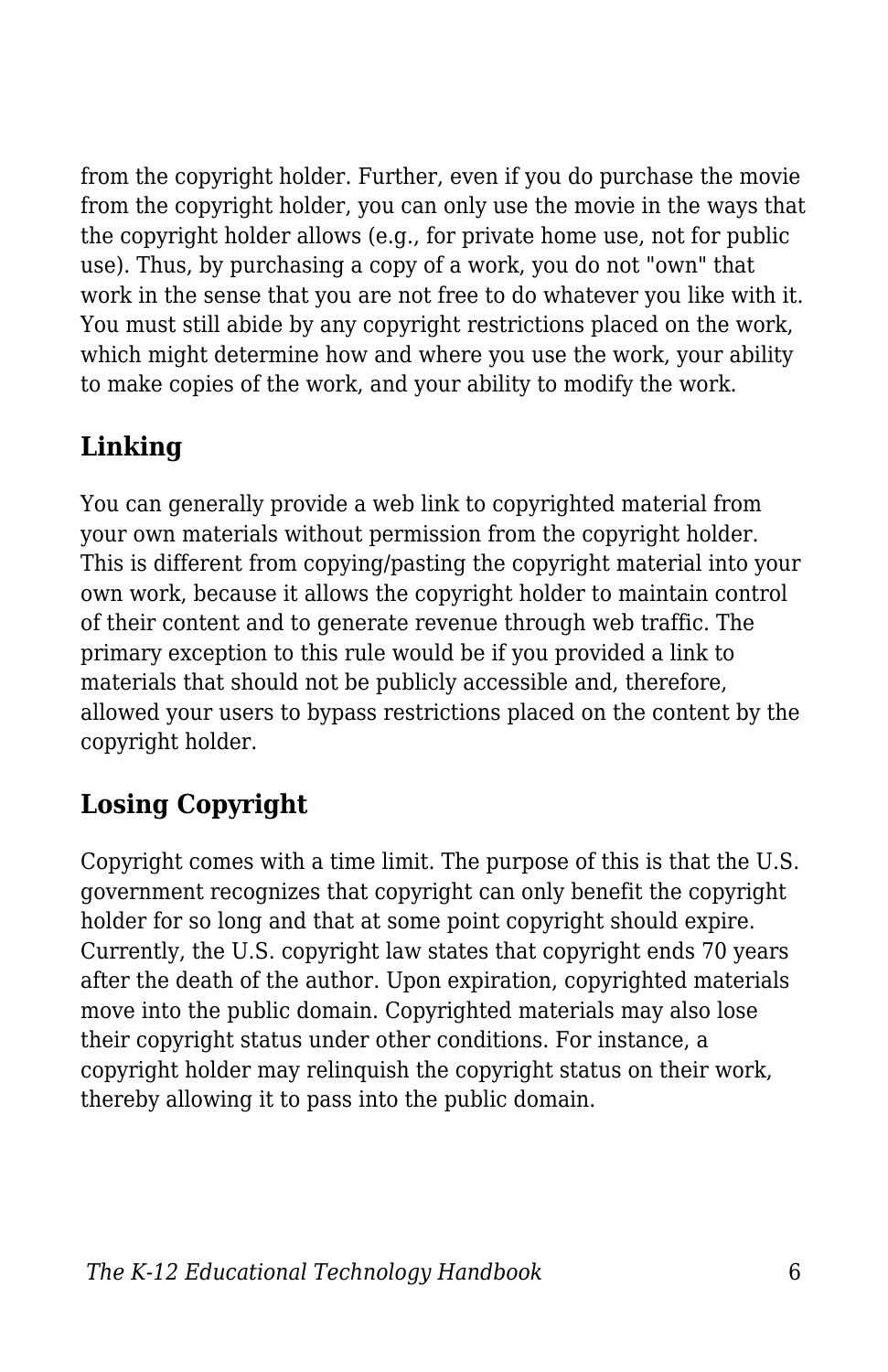from the copyright holder. Further, even if you do purchase the movie from the copyright holder, you can only use the movie in the ways that the copyright holder allows (e.g., for private home use, not for public use). Thus, by purchasing a copy of a work, you do not "own" that work in the sense that you are not free to do whatever you like with it. You must still abide by any copyright restrictions placed on the work, which might determine how and where you use the work, your ability to make copies of the work, and your ability to modify the work.

## Linking

You can generally provide a web link to copyrighted material from your own materials without permission from the copyright holder. This is different from copying/pasting the copyright material into your own work, because it allows the copyright holder to maintain control of their content and to generate revenue through web traffic. The primary exception to this rule would be if you provided a link to materials that should not be publicly accessible and, therefore, allowed your users to bypass restrictions placed on the content by the copyright holder.

## Losing Copyright

Copyright comes with a time limit. The purpose of this is that the U.S. government recognizes that copyright can only benefit the copyright holder for so long and that at some point copyright should expire. Currently, the U.S. copyright law states that copyright ends 70 years after the death of the author. Upon expiration, copyrighted materials move into the public domain. Copyrighted materials may also lose their copyright status under other conditions. For instance, a copyright holder may relinquish the copyright status on their work, thereby allowing it to pass into the public domain.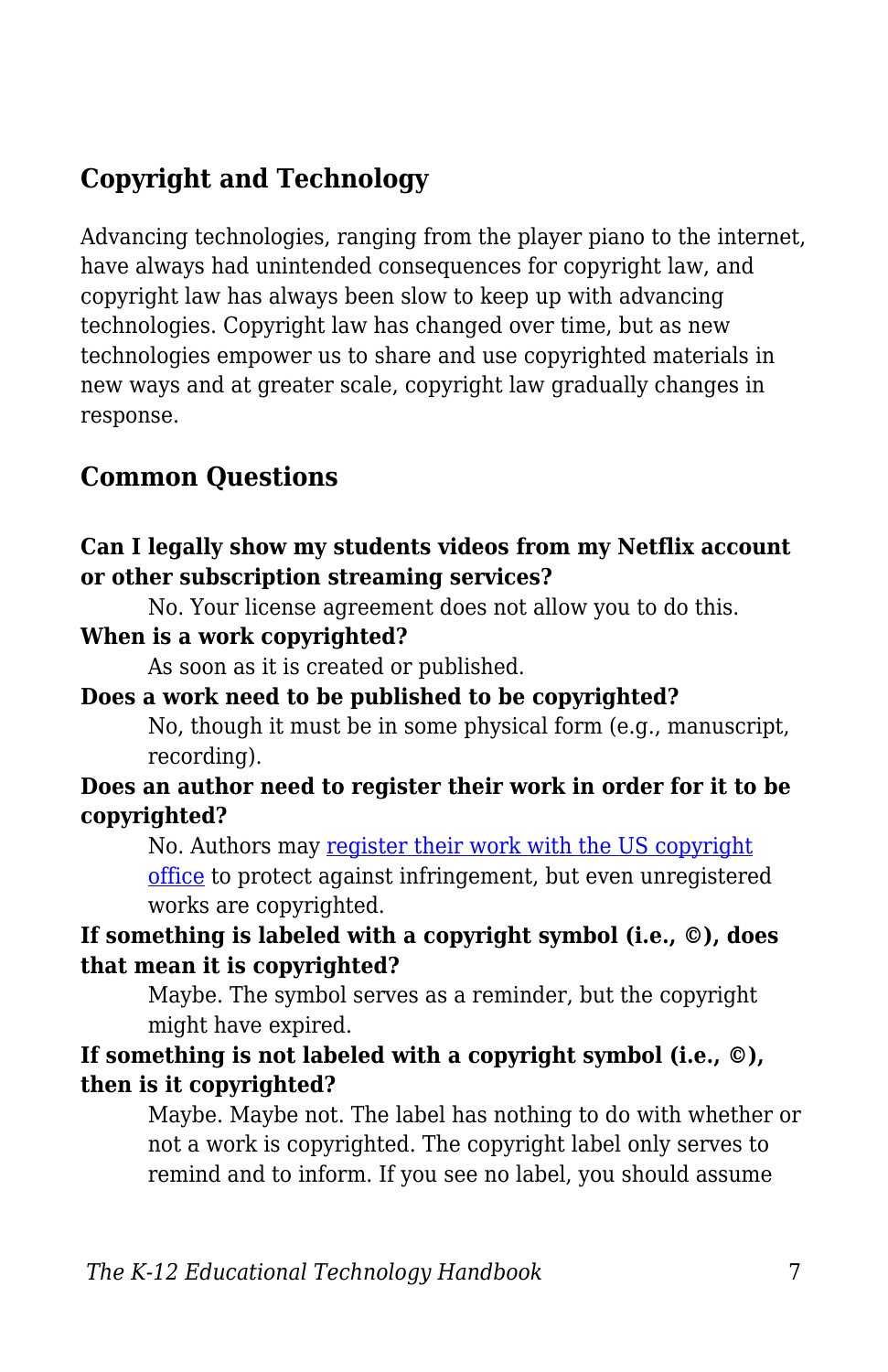## Copyright and Technology

Advancing technologies, ranging from the player piano to the internet, have always had unintended consequences for copyright law, and copyright law has always been slow to keep up with advancing technologies. Copyright law has changed over time, but as new technologies empower us to share and use copyrighted materials in new ways and at greater scale, copyright law gradually changes in response.

### Common Questions

**Can I legally show my students videos from my Netflix account or other subscription streaming services?**

> No. Your license agreement does not allow you to do this.

**When is a work copyrighted?**

> As soon as it is created or published.

**Does a work need to be published to be copyrighted?**

> No, though it must be in some physical form (e.g., manuscript, recording).

**Does an author need to register their work in order for it to be copyrighted?**

> No. Authors may register their work with the US copyright office to protect against infringement, but even unregistered works are copyrighted.

**If something is labeled with a copyright symbol (i.e., ©), does that mean it is copyrighted?**

> Maybe. The symbol serves as a reminder, but the copyright might have expired.

**If something is not labeled with a copyright symbol (i.e., ©), then is it copyrighted?**

> Maybe. Maybe not. The label has nothing to do with whether or not a work is copyrighted. The copyright label only serves to remind and to inform. If you see no label, you should assume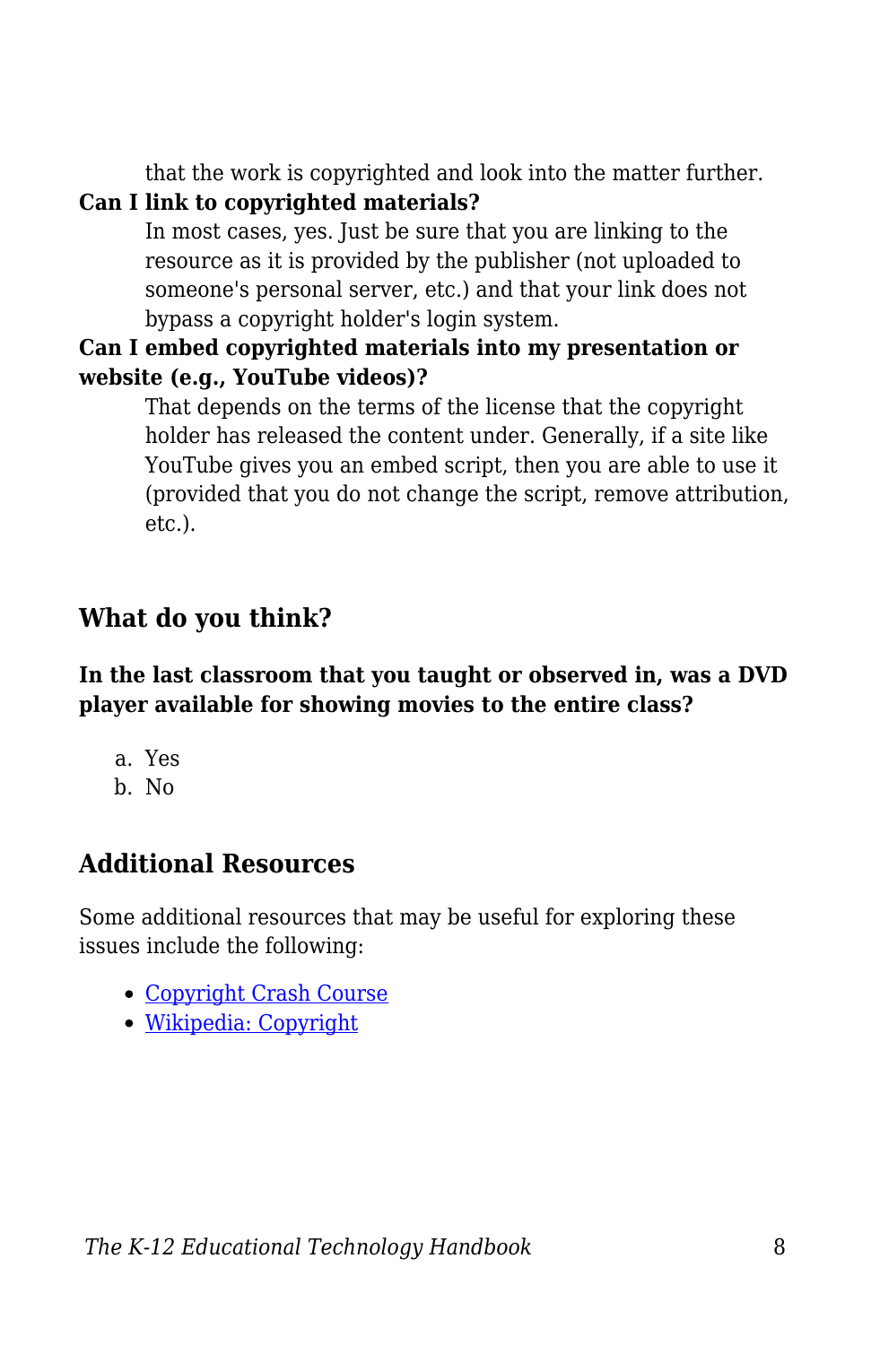that the work is copyrighted and look into the matter further.

**Can I link to copyrighted materials?**

In most cases, yes. Just be sure that you are linking to the resource as it is provided by the publisher (not uploaded to someone's personal server, etc.) and that your link does not bypass a copyright holder's login system.

**Can I embed copyrighted materials into my presentation or website (e.g., YouTube videos)?**

That depends on the terms of the license that the copyright holder has released the content under. Generally, if a site like YouTube gives you an embed script, then you are able to use it (provided that you do not change the script, remove attribution, etc.).

## What do you think?

**In the last classroom that you taught or observed in, was a DVD player available for showing movies to the entire class?**

a. Yes
b. No

## Additional Resources

Some additional resources that may be useful for exploring these issues include the following:

- Copyright Crash Course
- Wikipedia: Copyright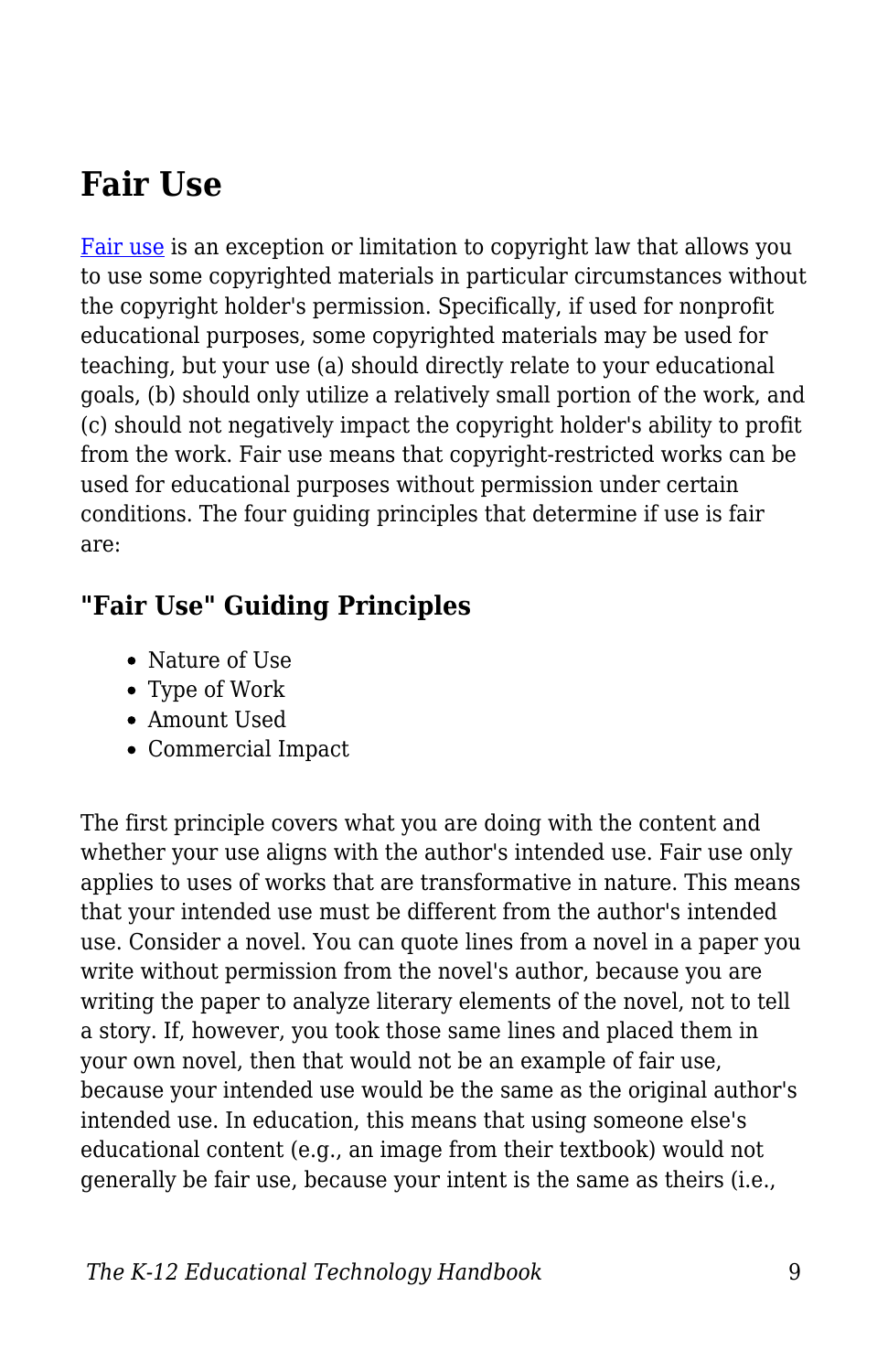## Fair Use

Fair use is an exception or limitation to copyright law that allows you to use some copyrighted materials in particular circumstances without the copyright holder's permission. Specifically, if used for nonprofit educational purposes, some copyrighted materials may be used for teaching, but your use (a) should directly relate to your educational goals, (b) should only utilize a relatively small portion of the work, and (c) should not negatively impact the copyright holder's ability to profit from the work. Fair use means that copyright-restricted works can be used for educational purposes without permission under certain conditions. The four guiding principles that determine if use is fair are:

### "Fair Use" Guiding Principles

- Nature of Use
- Type of Work
- Amount Used
- Commercial Impact

The first principle covers what you are doing with the content and whether your use aligns with the author's intended use. Fair use only applies to uses of works that are transformative in nature. This means that your intended use must be different from the author's intended use. Consider a novel. You can quote lines from a novel in a paper you write without permission from the novel's author, because you are writing the paper to analyze literary elements of the novel, not to tell a story. If, however, you took those same lines and placed them in your own novel, then that would not be an example of fair use, because your intended use would be the same as the original author's intended use. In education, this means that using someone else's educational content (e.g., an image from their textbook) would not generally be fair use, because your intent is the same as theirs (i.e.,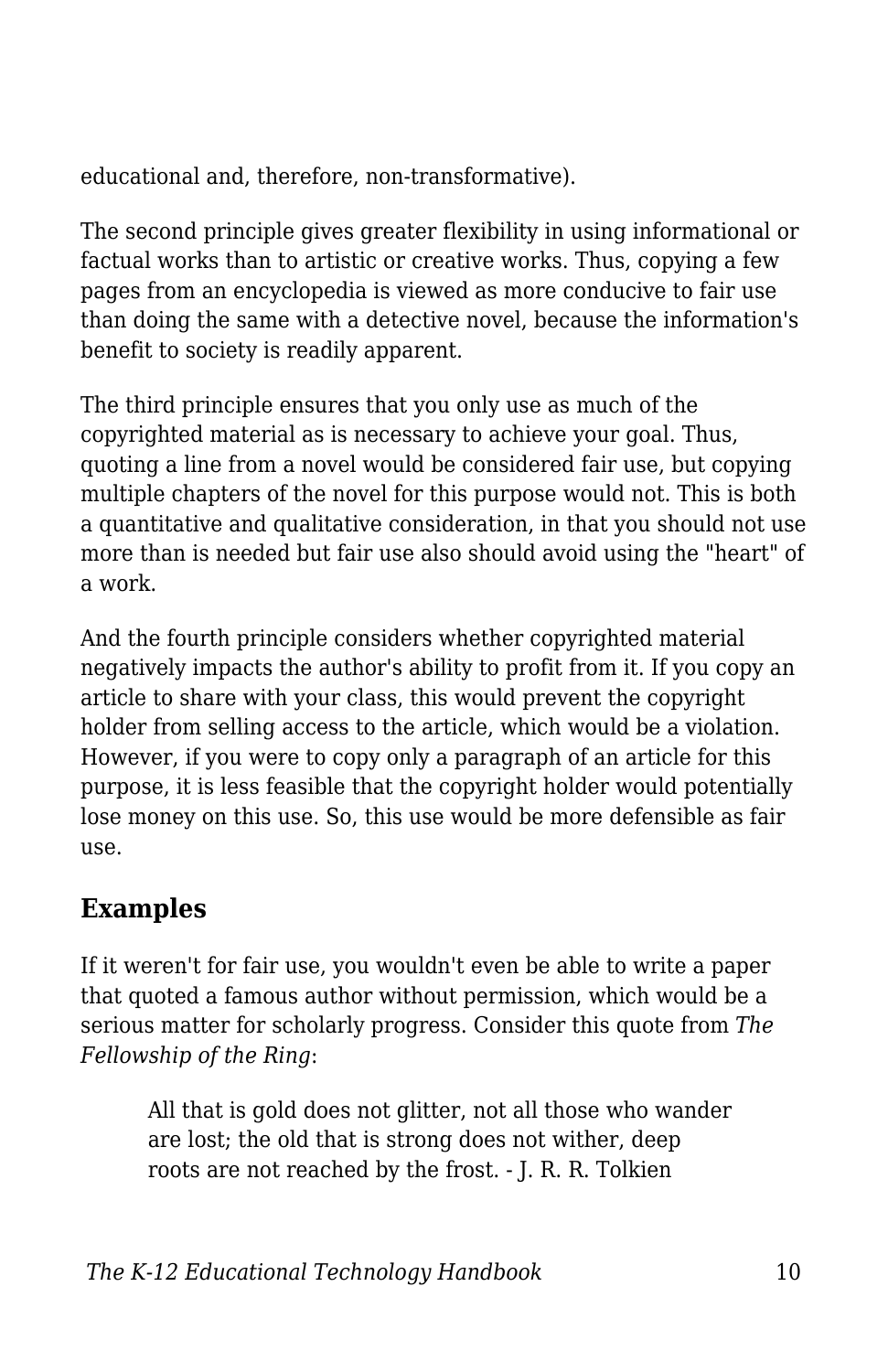educational and, therefore, non-transformative).

The second principle gives greater flexibility in using informational or factual works than to artistic or creative works. Thus, copying a few pages from an encyclopedia is viewed as more conducive to fair use than doing the same with a detective novel, because the information's benefit to society is readily apparent.

The third principle ensures that you only use as much of the copyrighted material as is necessary to achieve your goal. Thus, quoting a line from a novel would be considered fair use, but copying multiple chapters of the novel for this purpose would not. This is both a quantitative and qualitative consideration, in that you should not use more than is needed but fair use also should avoid using the "heart" of a work.

And the fourth principle considers whether copyrighted material negatively impacts the author's ability to profit from it. If you copy an article to share with your class, this would prevent the copyright holder from selling access to the article, which would be a violation. However, if you were to copy only a paragraph of an article for this purpose, it is less feasible that the copyright holder would potentially lose money on this use. So, this use would be more defensible as fair use.

## Examples

If it weren't for fair use, you wouldn't even be able to write a paper that quoted a famous author without permission, which would be a serious matter for scholarly progress. Consider this quote from *The Fellowship of the Ring*:

> All that is gold does not glitter, not all those who wander are lost; the old that is strong does not wither, deep roots are not reached by the frost. - J. R. R. Tolkien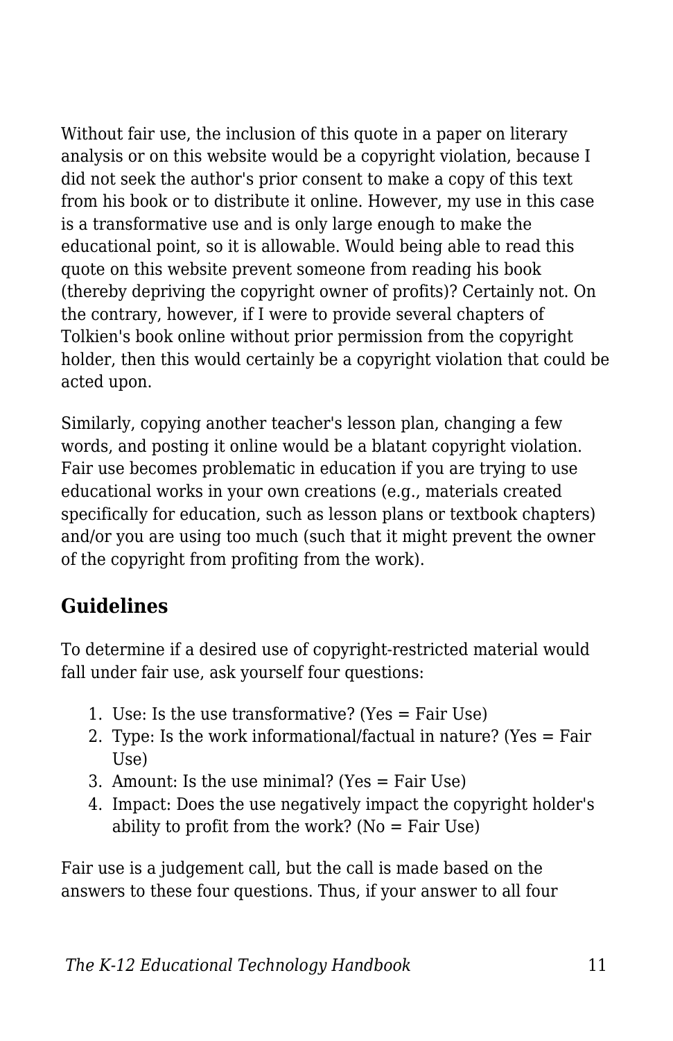Without fair use, the inclusion of this quote in a paper on literary analysis or on this website would be a copyright violation, because I did not seek the author's prior consent to make a copy of this text from his book or to distribute it online. However, my use in this case is a transformative use and is only large enough to make the educational point, so it is allowable. Would being able to read this quote on this website prevent someone from reading his book (thereby depriving the copyright owner of profits)? Certainly not. On the contrary, however, if I were to provide several chapters of Tolkien's book online without prior permission from the copyright holder, then this would certainly be a copyright violation that could be acted upon.

Similarly, copying another teacher's lesson plan, changing a few words, and posting it online would be a blatant copyright violation. Fair use becomes problematic in education if you are trying to use educational works in your own creations (e.g., materials created specifically for education, such as lesson plans or textbook chapters) and/or you are using too much (such that it might prevent the owner of the copyright from profiting from the work).

## Guidelines

To determine if a desired use of copyright-restricted material would fall under fair use, ask yourself four questions:

1. Use: Is the use transformative? (Yes = Fair Use)
2. Type: Is the work informational/factual in nature? (Yes = Fair Use)
3. Amount: Is the use minimal? (Yes = Fair Use)
4. Impact: Does the use negatively impact the copyright holder's ability to profit from the work? (No = Fair Use)

Fair use is a judgement call, but the call is made based on the answers to these four questions. Thus, if your answer to all four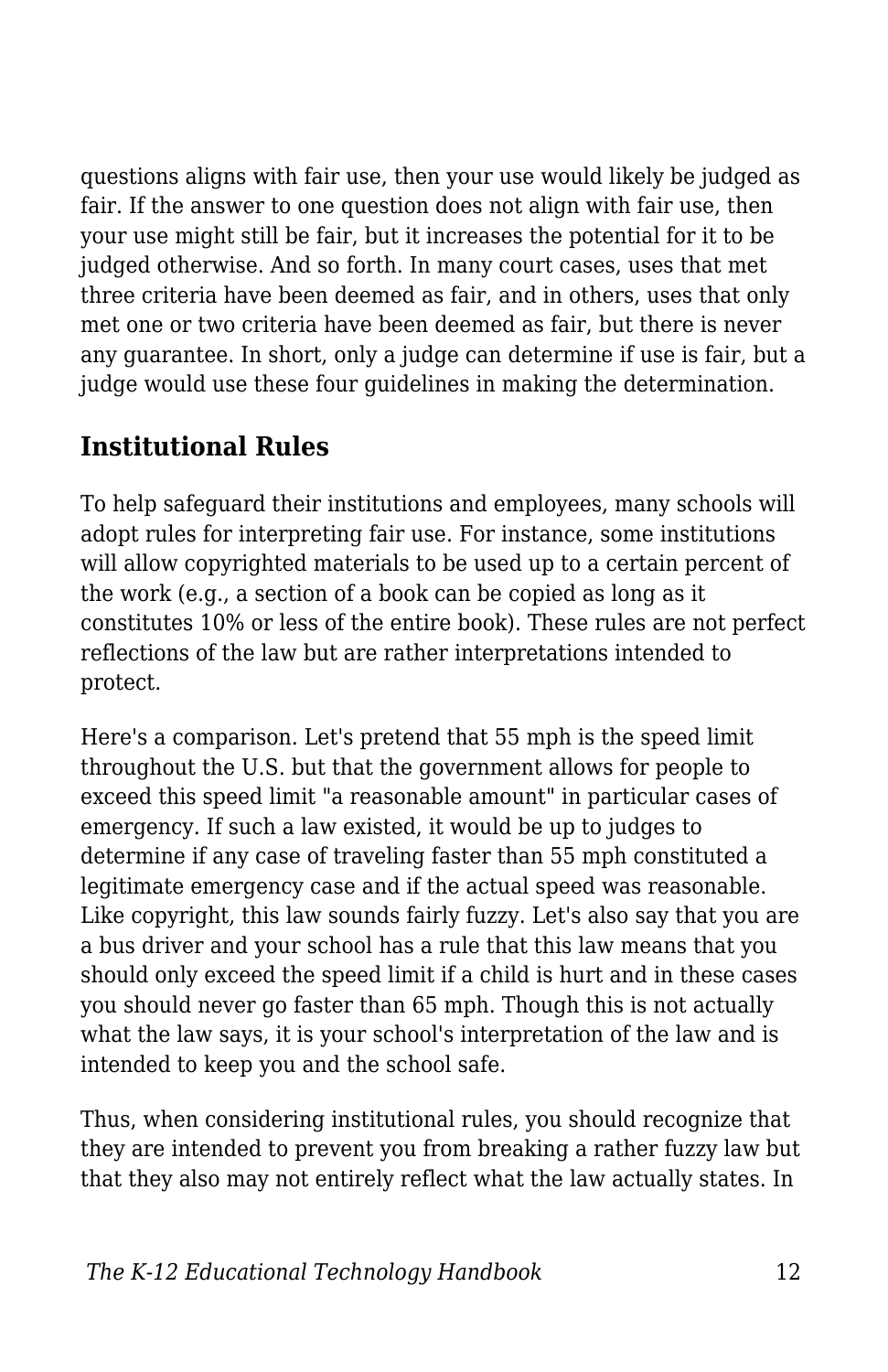questions aligns with fair use, then your use would likely be judged as fair. If the answer to one question does not align with fair use, then your use might still be fair, but it increases the potential for it to be judged otherwise. And so forth. In many court cases, uses that met three criteria have been deemed as fair, and in others, uses that only met one or two criteria have been deemed as fair, but there is never any guarantee. In short, only a judge can determine if use is fair, but a judge would use these four guidelines in making the determination.

## Institutional Rules

To help safeguard their institutions and employees, many schools will adopt rules for interpreting fair use. For instance, some institutions will allow copyrighted materials to be used up to a certain percent of the work (e.g., a section of a book can be copied as long as it constitutes 10% or less of the entire book). These rules are not perfect reflections of the law but are rather interpretations intended to protect.

Here's a comparison. Let's pretend that 55 mph is the speed limit throughout the U.S. but that the government allows for people to exceed this speed limit "a reasonable amount" in particular cases of emergency. If such a law existed, it would be up to judges to determine if any case of traveling faster than 55 mph constituted a legitimate emergency case and if the actual speed was reasonable. Like copyright, this law sounds fairly fuzzy. Let's also say that you are a bus driver and your school has a rule that this law means that you should only exceed the speed limit if a child is hurt and in these cases you should never go faster than 65 mph. Though this is not actually what the law says, it is your school's interpretation of the law and is intended to keep you and the school safe.

Thus, when considering institutional rules, you should recognize that they are intended to prevent you from breaking a rather fuzzy law but that they also may not entirely reflect what the law actually states. In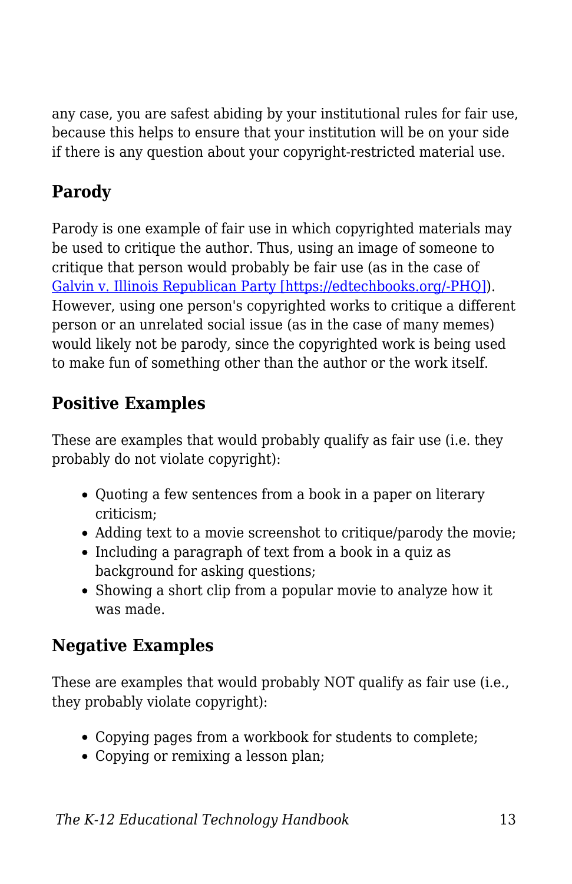any case, you are safest abiding by your institutional rules for fair use, because this helps to ensure that your institution will be on your side if there is any question about your copyright-restricted material use.

### Parody

Parody is one example of fair use in which copyrighted materials may be used to critique the author. Thus, using an image of someone to critique that person would probably be fair use (as in the case of [Galvin v. Illinois Republican Party [https://edtechbooks.org/-PHQ]](https://edtechbooks.org/-PHQ)). However, using one person's copyrighted works to critique a different person or an unrelated social issue (as in the case of many memes) would likely not be parody, since the copyrighted work is being used to make fun of something other than the author or the work itself.

### Positive Examples

These are examples that would probably qualify as fair use (i.e. they probably do not violate copyright):

- Quoting a few sentences from a book in a paper on literary criticism;
- Adding text to a movie screenshot to critique/parody the movie;
- Including a paragraph of text from a book in a quiz as background for asking questions;
- Showing a short clip from a popular movie to analyze how it was made.

### Negative Examples

These are examples that would probably NOT qualify as fair use (i.e., they probably violate copyright):

- Copying pages from a workbook for students to complete;
- Copying or remixing a lesson plan;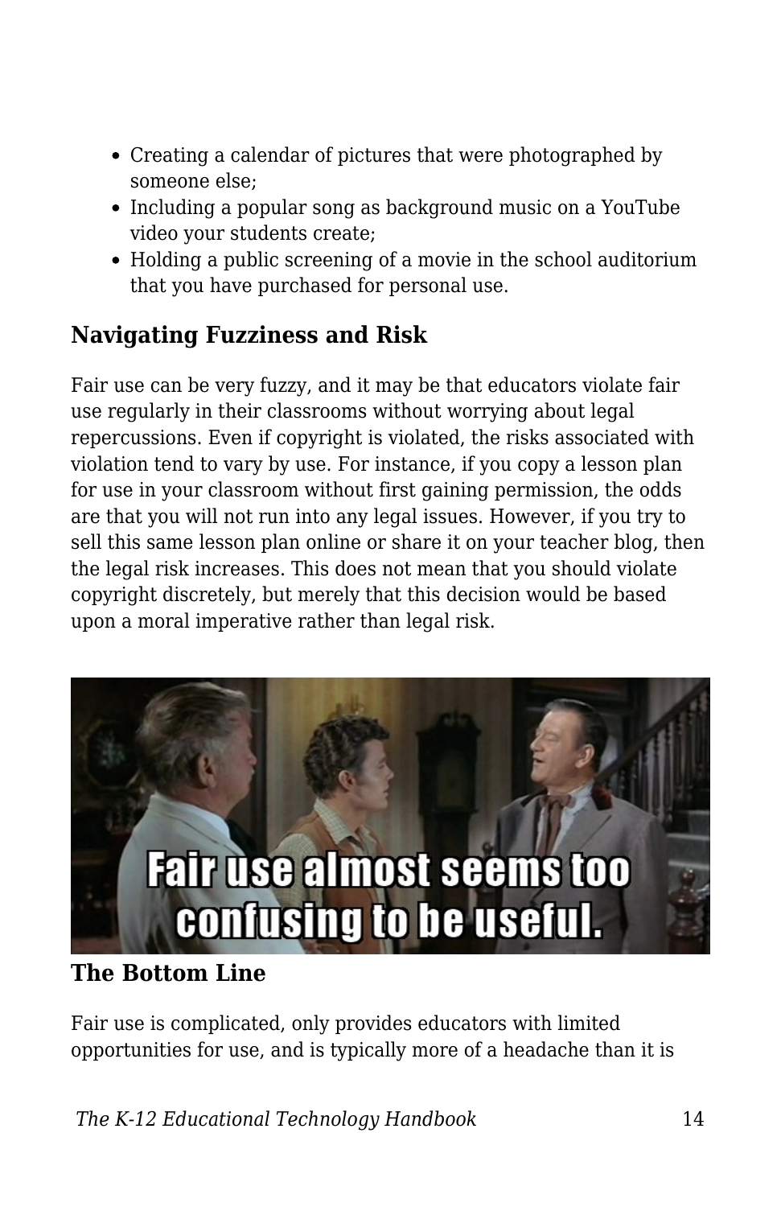- Creating a calendar of pictures that were photographed by someone else;
- Including a popular song as background music on a YouTube video your students create;
- Holding a public screening of a movie in the school auditorium that you have purchased for personal use.

### Navigating Fuzziness and Risk

Fair use can be very fuzzy, and it may be that educators violate fair use regularly in their classrooms without worrying about legal repercussions. Even if copyright is violated, the risks associated with violation tend to vary by use. For instance, if you copy a lesson plan for use in your classroom without first gaining permission, the odds are that you will not run into any legal issues. However, if you try to sell this same lesson plan online or share it on your teacher blog, then the legal risk increases. This does not mean that you should violate copyright discretely, but merely that this decision would be based upon a moral imperative rather than legal risk.

### The Bottom Line

Fair use is complicated, only provides educators with limited opportunities for use, and is typically more of a headache than it is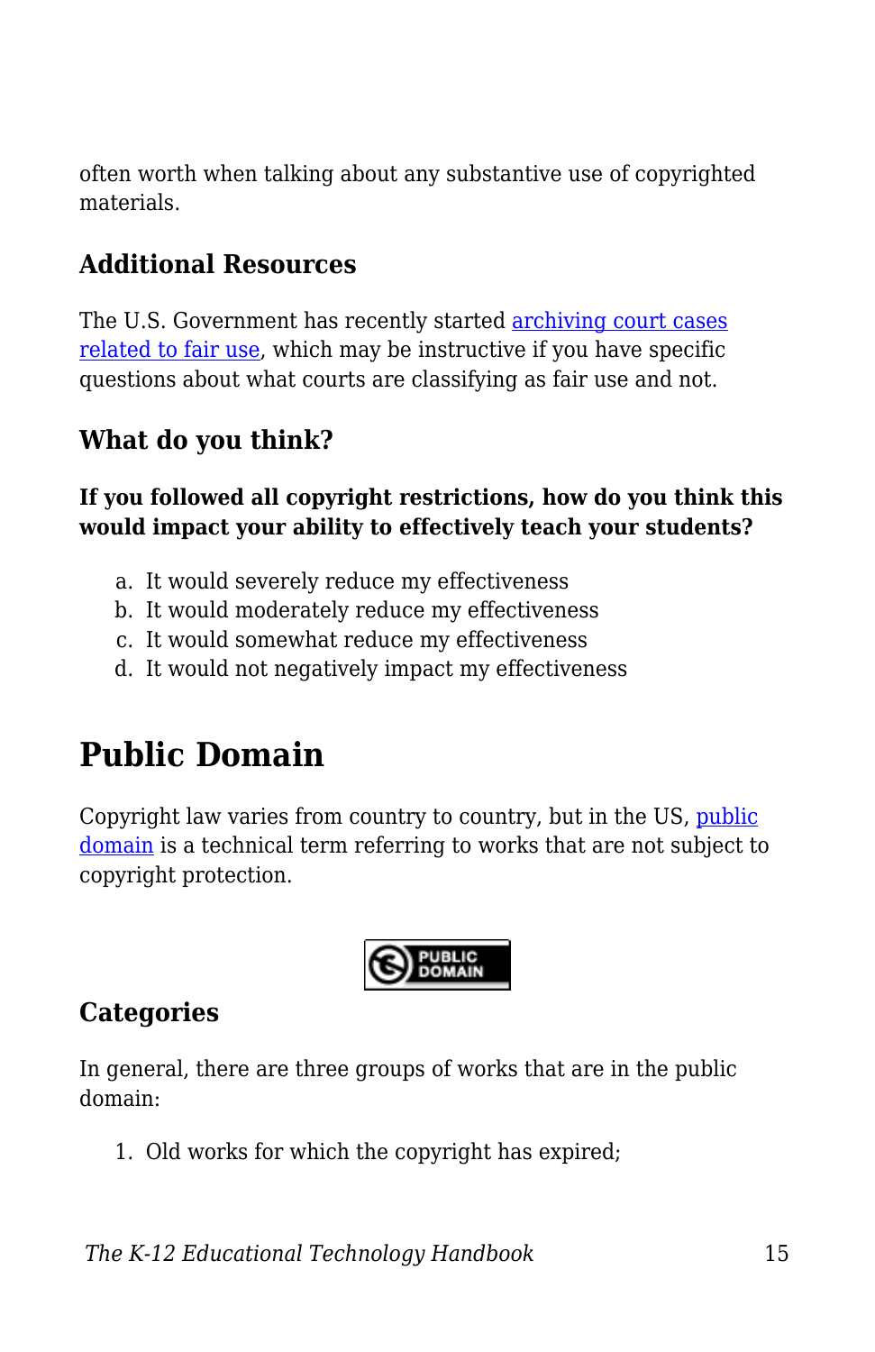often worth when talking about any substantive use of copyrighted materials.

### Additional Resources

The U.S. Government has recently started archiving court cases related to fair use, which may be instructive if you have specific questions about what courts are classifying as fair use and not.

### What do you think?

**If you followed all copyright restrictions, how do you think this would impact your ability to effectively teach your students?**

a. It would severely reduce my effectiveness
b. It would moderately reduce my effectiveness
c. It would somewhat reduce my effectiveness
d. It would not negatively impact my effectiveness

## Public Domain

Copyright law varies from country to country, but in the US, public domain is a technical term referring to works that are not subject to copyright protection.

### Categories

In general, there are three groups of works that are in the public domain:

1. Old works for which the copyright has expired;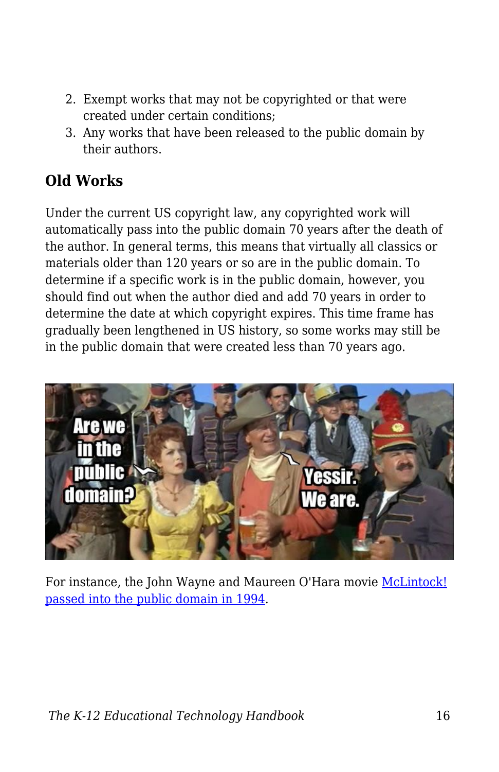2. Exempt works that may not be copyrighted or that were created under certain conditions;
3. Any works that have been released to the public domain by their authors.

### Old Works

Under the current US copyright law, any copyrighted work will automatically pass into the public domain 70 years after the death of the author. In general terms, this means that virtually all classics or materials older than 120 years or so are in the public domain. To determine if a specific work is in the public domain, however, you should find out when the author died and add 70 years in order to determine the date at which copyright expires. This time frame has gradually been lengthened in US history, so some works may still be in the public domain that were created less than 70 years ago.

For instance, the John Wayne and Maureen O'Hara movie [McLintock! passed into the public domain in 1994](#).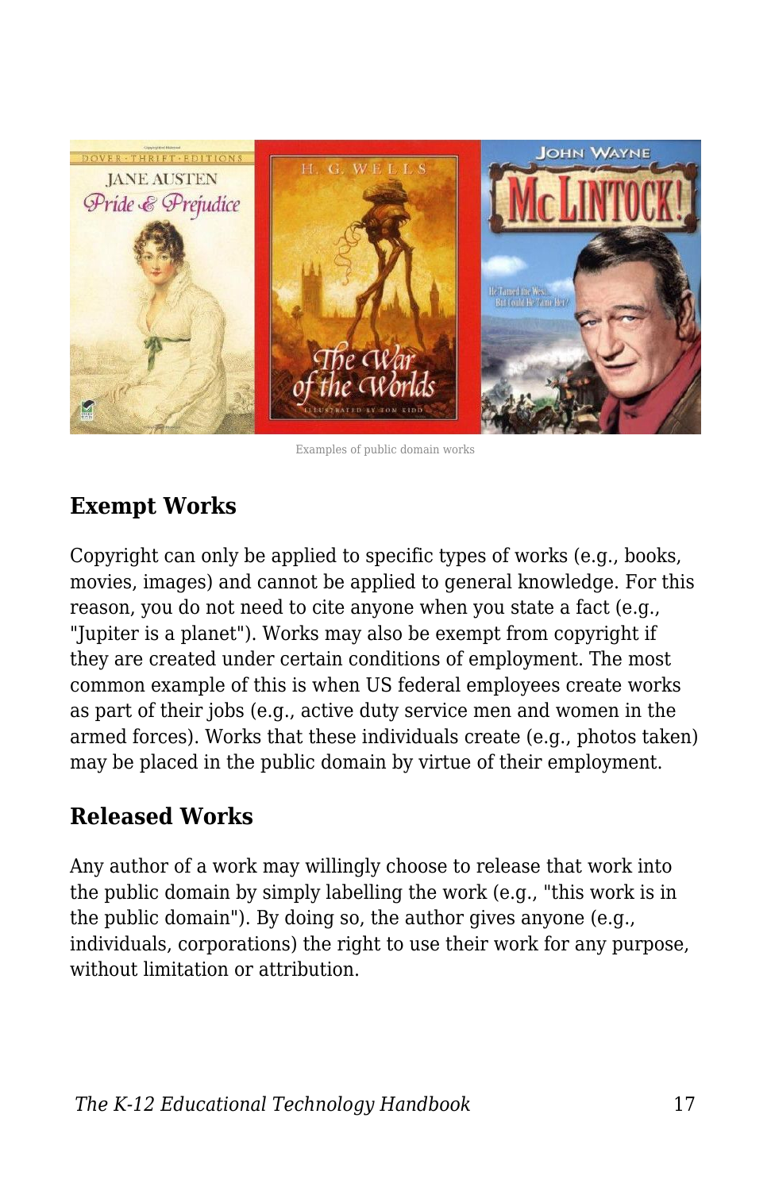Examples of public domain works

## Exempt Works

Copyright can only be applied to specific types of works (e.g., books, movies, images) and cannot be applied to general knowledge. For this reason, you do not need to cite anyone when you state a fact (e.g., "Jupiter is a planet"). Works may also be exempt from copyright if they are created under certain conditions of employment. The most common example of this is when US federal employees create works as part of their jobs (e.g., active duty service men and women in the armed forces). Works that these individuals create (e.g., photos taken) may be placed in the public domain by virtue of their employment.

## Released Works

Any author of a work may willingly choose to release that work into the public domain by simply labelling the work (e.g., "this work is in the public domain"). By doing so, the author gives anyone (e.g., individuals, corporations) the right to use their work for any purpose, without limitation or attribution.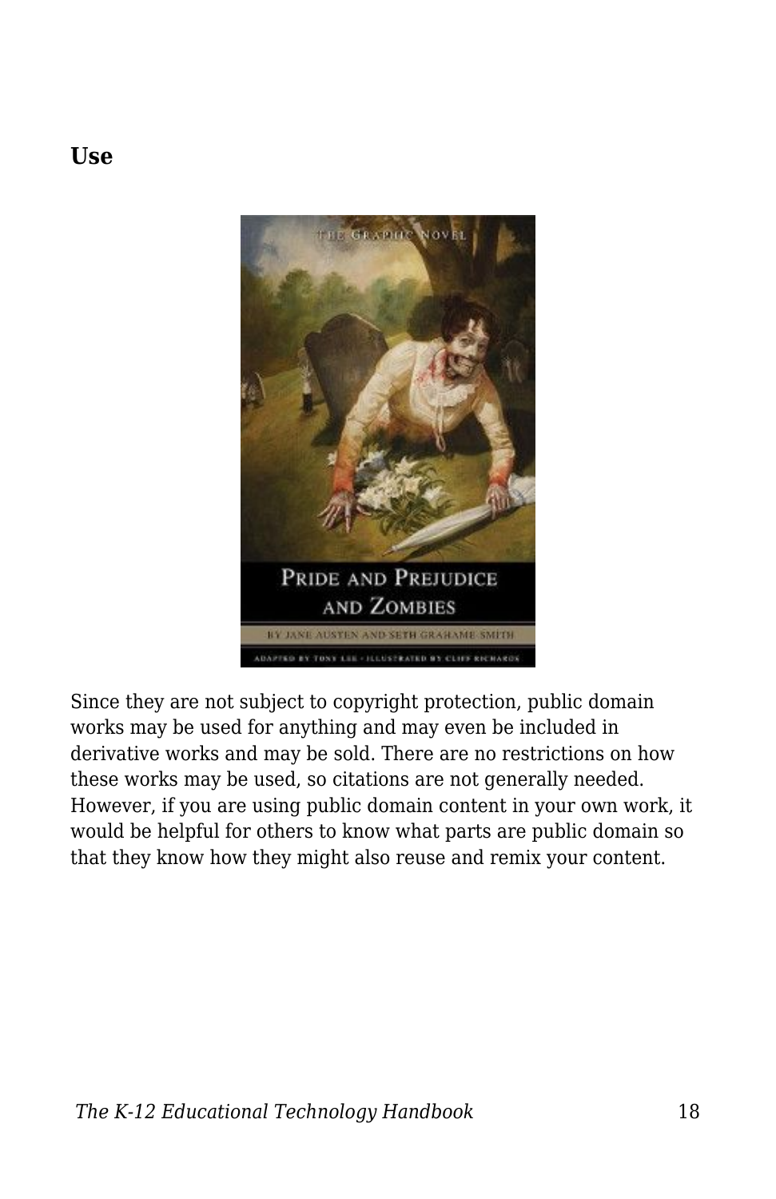### Use

Since they are not subject to copyright protection, public domain works may be used for anything and may even be included in derivative works and may be sold. There are no restrictions on how these works may be used, so citations are not generally needed. However, if you are using public domain content in your own work, it would be helpful for others to know what parts are public domain so that they know how they might also reuse and remix your content.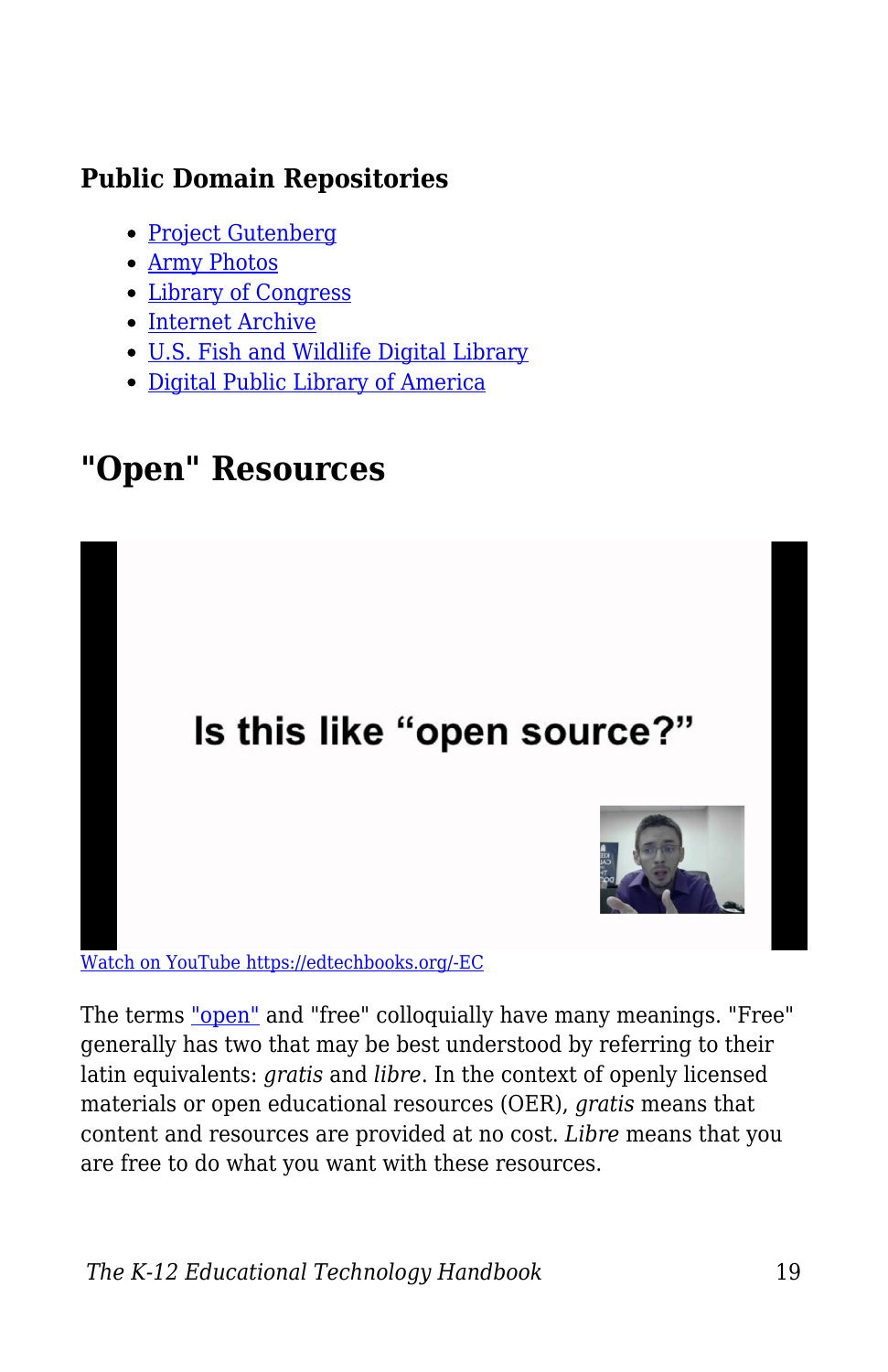### Public Domain Repositories

- Project Gutenberg
- Army Photos
- Library of Congress
- Internet Archive
- U.S. Fish and Wildlife Digital Library
- Digital Public Library of America

## "Open" Resources

Watch on YouTube https://edtechbooks.org/-EC

The terms "open" and "free" colloquially have many meanings. "Free" generally has two that may be best understood by referring to their latin equivalents: *gratis* and *libre*. In the context of openly licensed materials or open educational resources (OER), *gratis* means that content and resources are provided at no cost. *Libre* means that you are free to do what you want with these resources.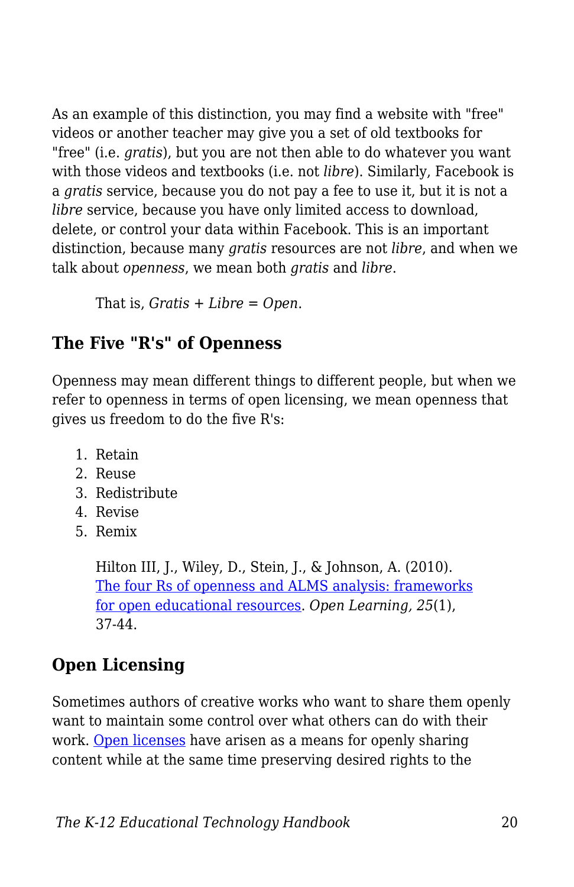As an example of this distinction, you may find a website with "free" videos or another teacher may give you a set of old textbooks for "free" (i.e. *gratis*), but you are not then able to do whatever you want with those videos and textbooks (i.e. not *libre*). Similarly, Facebook is a *gratis* service, because you do not pay a fee to use it, but it is not a *libre* service, because you have only limited access to download, delete, or control your data within Facebook. This is an important distinction, because many *gratis* resources are not *libre*, and when we talk about *openness*, we mean both *gratis* and *libre*.

> That is, *Gratis + Libre = Open*.

## The Five "R's" of Openness

Openness may mean different things to different people, but when we refer to openness in terms of open licensing, we mean openness that gives us freedom to do the five R's:

1. Retain
2. Reuse
3. Redistribute
4. Revise
5. Remix

> Hilton III, J., Wiley, D., Stein, J., & Johnson, A. (2010). [The four Rs of openness and ALMS analysis: frameworks for open educational resources](). *Open Learning, 25*(1), 37-44.

## Open Licensing

Sometimes authors of creative works who want to share them openly want to maintain some control over what others can do with their work. [Open licenses]() have arisen as a means for openly sharing content while at the same time preserving desired rights to the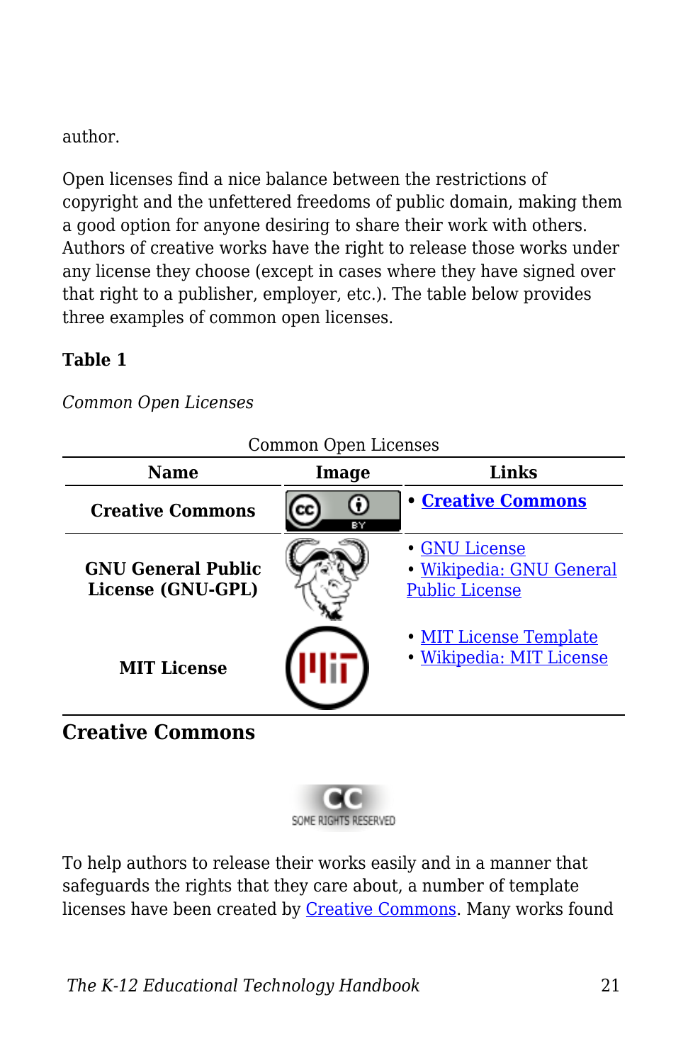author.

Open licenses find a nice balance between the restrictions of copyright and the unfettered freedoms of public domain, making them a good option for anyone desiring to share their work with others. Authors of creative works have the right to release those works under any license they choose (except in cases where they have signed over that right to a publisher, employer, etc.). The table below provides three examples of common open licenses.

**Table 1**

*Common Open Licenses*

Common Open Licenses

| Name | Image | Links |
| --- | --- | --- |
| **Creative Commons** | | • **Creative Commons** |
| **GNU General Public License (GNU-GPL)** | | • GNU License<br>• Wikipedia: GNU General Public License |
| **MIT License** | | • MIT License Template<br>• Wikipedia: MIT License |

## Creative Commons

To help authors to release their works easily and in a manner that safeguards the rights that they care about, a number of template licenses have been created by Creative Commons. Many works found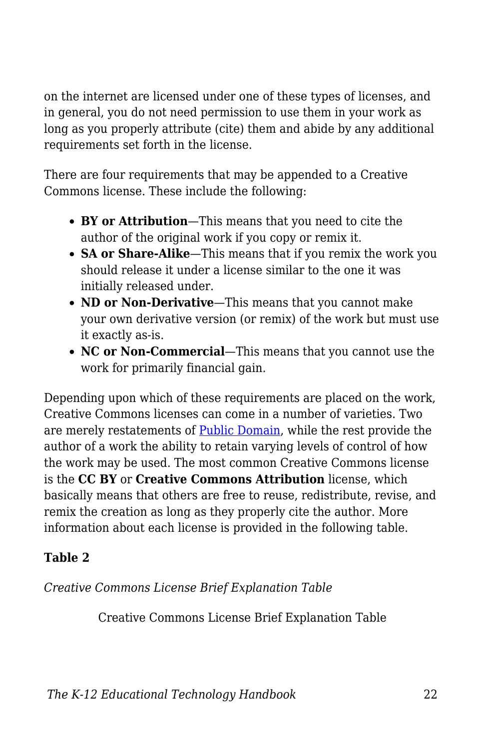on the internet are licensed under one of these types of licenses, and in general, you do not need permission to use them in your work as long as you properly attribute (cite) them and abide by any additional requirements set forth in the license.

There are four requirements that may be appended to a Creative Commons license. These include the following:

- **BY or Attribution**—This means that you need to cite the author of the original work if you copy or remix it.
- **SA or Share-Alike**—This means that if you remix the work you should release it under a license similar to the one it was initially released under.
- **ND or Non-Derivative**—This means that you cannot make your own derivative version (or remix) of the work but must use it exactly as-is.
- **NC or Non-Commercial**—This means that you cannot use the work for primarily financial gain.

Depending upon which of these requirements are placed on the work, Creative Commons licenses can come in a number of varieties. Two are merely restatements of Public Domain, while the rest provide the author of a work the ability to retain varying levels of control of how the work may be used. The most common Creative Commons license is the **CC BY** or **Creative Commons Attribution** license, which basically means that others are free to reuse, redistribute, revise, and remix the creation as long as they properly cite the author. More information about each license is provided in the following table.

**Table 2**

*Creative Commons License Brief Explanation Table*

Creative Commons License Brief Explanation Table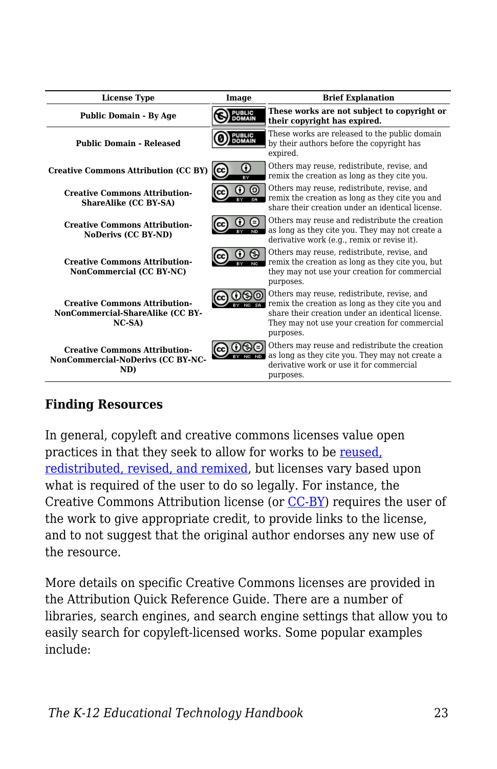| License Type | Image | Brief Explanation |
| --- | --- | --- |
| **Public Domain - By Age** | | **These works are not subject to copyright or their copyright has expired.** |
| **Public Domain - Released** | | These works are released to the public domain by their authors before the copyright has expired. |
| **Creative Commons Attribution (CC BY)** | | Others may reuse, redistribute, revise, and remix the creation as long as they cite you. |
| **Creative Commons Attribution-ShareAlike (CC BY-SA)** | | Others may reuse, redistribute, revise, and remix the creation as long as they cite you and share their creation under an identical license. |
| **Creative Commons Attribution-NoDerivs (CC BY-ND)** | | Others may reuse and redistribute the creation as long as they cite you. They may not create a derivative work (e.g., remix or revise it). |
| **Creative Commons Attribution-NonCommercial (CC BY-NC)** | | Others may reuse, redistribute, revise, and remix the creation as long as they cite you, but they may not use your creation for commercial purposes. |
| **Creative Commons Attribution-NonCommercial-ShareAlike (CC BY-NC-SA)** | | Others may reuse, redistribute, revise, and remix the creation as long as they cite you and share their creation under an identical license. They may not use your creation for commercial purposes. |
| **Creative Commons Attribution-NonCommercial-NoDerivs (CC BY-NC-ND)** | | Others may reuse and redistribute the creation as long as they cite you. They may not create a derivative work or use it for commercial purposes. |

### Finding Resources

In general, copyleft and creative commons licenses value open practices in that they seek to allow for works to be reused, redistributed, revised, and remixed, but licenses vary based upon what is required of the user to do so legally. For instance, the Creative Commons Attribution license (or CC-BY) requires the user of the work to give appropriate credit, to provide links to the license, and to not suggest that the original author endorses any new use of the resource.

More details on specific Creative Commons licenses are provided in the Attribution Quick Reference Guide. There are a number of libraries, search engines, and search engine settings that allow you to easily search for copyleft-licensed works. Some popular examples include: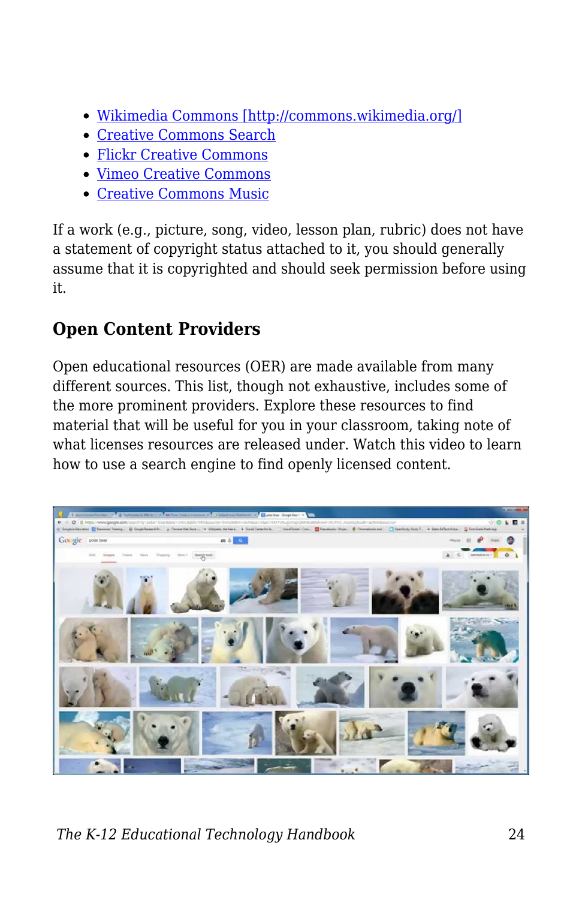- Wikimedia Commons [http://commons.wikimedia.org/]
- Creative Commons Search
- Flickr Creative Commons
- Vimeo Creative Commons
- Creative Commons Music

If a work (e.g., picture, song, video, lesson plan, rubric) does not have a statement of copyright status attached to it, you should generally assume that it is copyrighted and should seek permission before using it.

### Open Content Providers

Open educational resources (OER) are made available from many different sources. This list, though not exhaustive, includes some of the more prominent providers. Explore these resources to find material that will be useful for you in your classroom, taking note of what licenses resources are released under. Watch this video to learn how to use a search engine to find openly licensed content.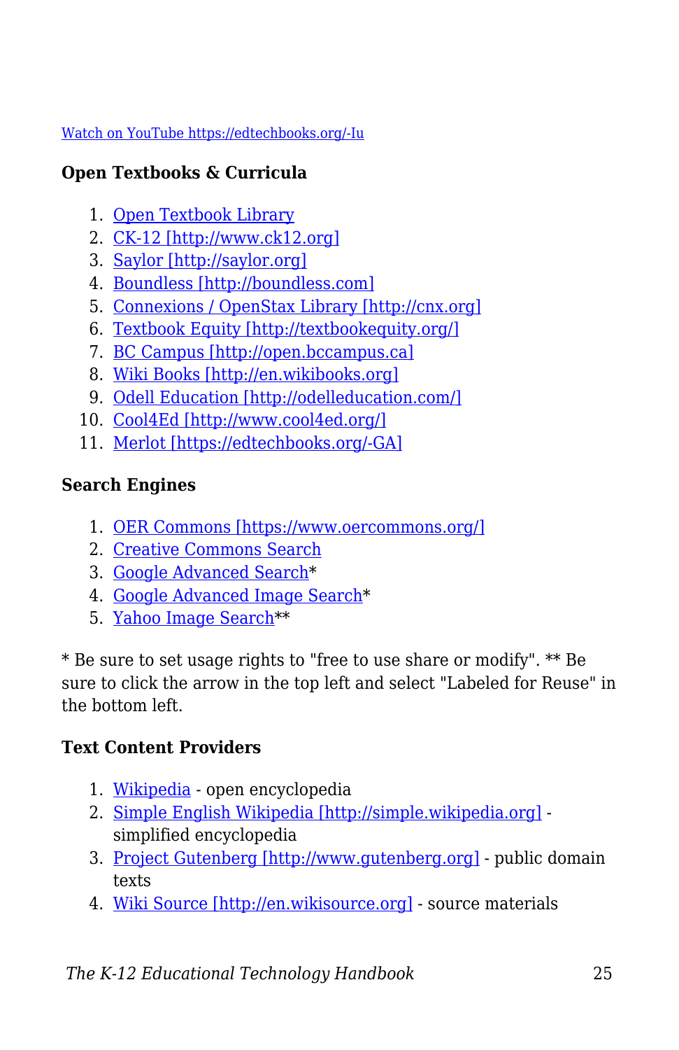Watch on YouTube https://edtechbooks.org/-Iu

**Open Textbooks & Curricula**

1. Open Textbook Library
2. CK-12 [http://www.ck12.org]
3. Saylor [http://saylor.org]
4. Boundless [http://boundless.com]
5. Connexions / OpenStax Library [http://cnx.org]
6. Textbook Equity [http://textbookequity.org/]
7. BC Campus [http://open.bccampus.ca]
8. Wiki Books [http://en.wikibooks.org]
9. Odell Education [http://odelleducation.com/]
10. Cool4Ed [http://www.cool4ed.org/]
11. Merlot [https://edtechbooks.org/-GA]

**Search Engines**

1. OER Commons [https://www.oercommons.org/]
2. Creative Commons Search
3. Google Advanced Search*
4. Google Advanced Image Search*
5. Yahoo Image Search**

* Be sure to set usage rights to "free to use share or modify". ** Be sure to click the arrow in the top left and select "Labeled for Reuse" in the bottom left.

**Text Content Providers**

1. Wikipedia - open encyclopedia
2. Simple English Wikipedia [http://simple.wikipedia.org] - simplified encyclopedia
3. Project Gutenberg [http://www.gutenberg.org] - public domain texts
4. Wiki Source [http://en.wikisource.org] - source materials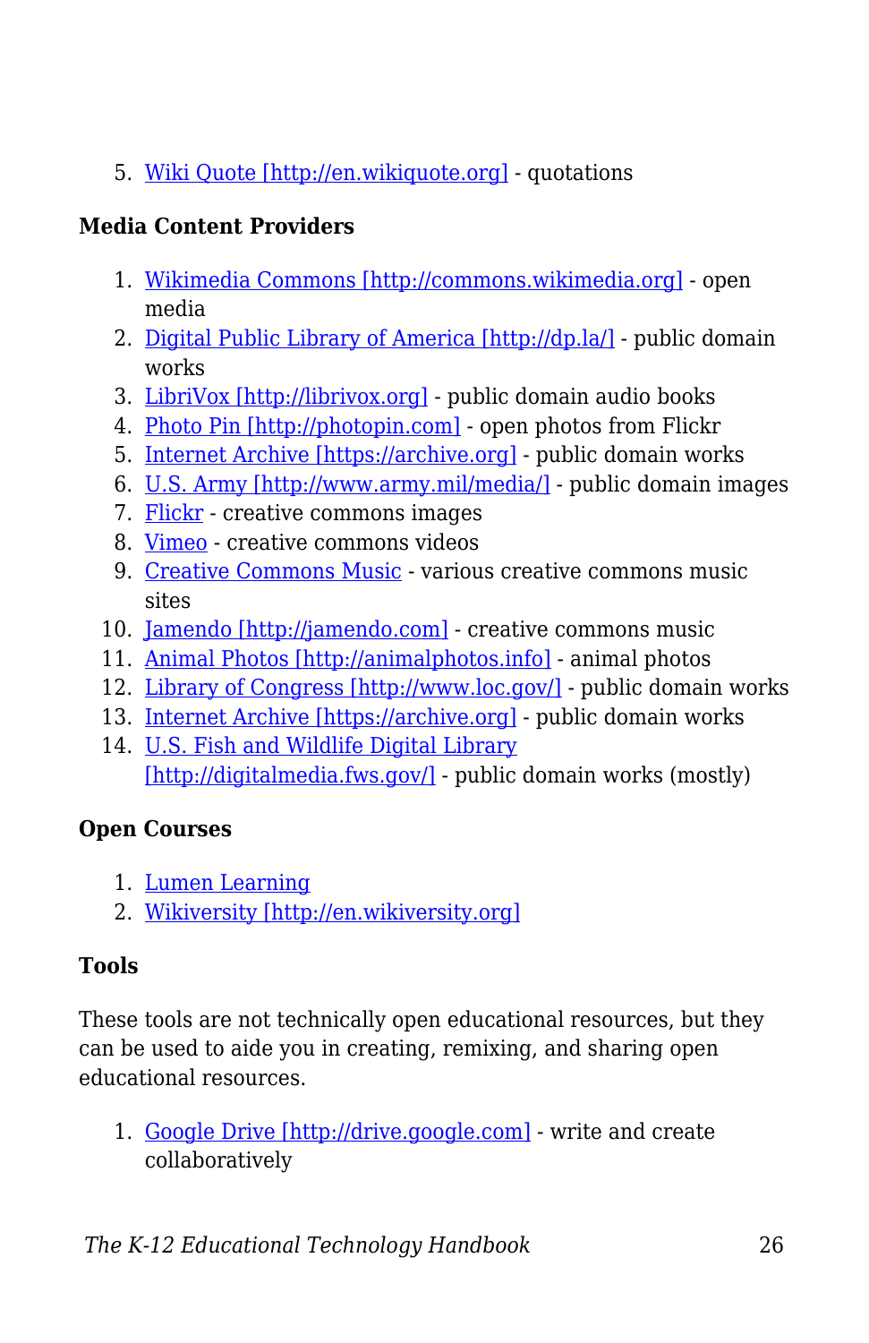5. Wiki Quote [http://en.wikiquote.org] - quotations

**Media Content Providers**

1. Wikimedia Commons [http://commons.wikimedia.org] - open media
2. Digital Public Library of America [http://dp.la/] - public domain works
3. LibriVox [http://librivox.org] - public domain audio books
4. Photo Pin [http://photopin.com] - open photos from Flickr
5. Internet Archive [https://archive.org] - public domain works
6. U.S. Army [http://www.army.mil/media/] - public domain images
7. Flickr - creative commons images
8. Vimeo - creative commons videos
9. Creative Commons Music - various creative commons music sites
10. Jamendo [http://jamendo.com] - creative commons music
11. Animal Photos [http://animalphotos.info] - animal photos
12. Library of Congress [http://www.loc.gov/] - public domain works
13. Internet Archive [https://archive.org] - public domain works
14. U.S. Fish and Wildlife Digital Library [http://digitalmedia.fws.gov/] - public domain works (mostly)

**Open Courses**

1. Lumen Learning
2. Wikiversity [http://en.wikiversity.org]

**Tools**

These tools are not technically open educational resources, but they can be used to aide you in creating, remixing, and sharing open educational resources.

1. Google Drive [http://drive.google.com] - write and create collaboratively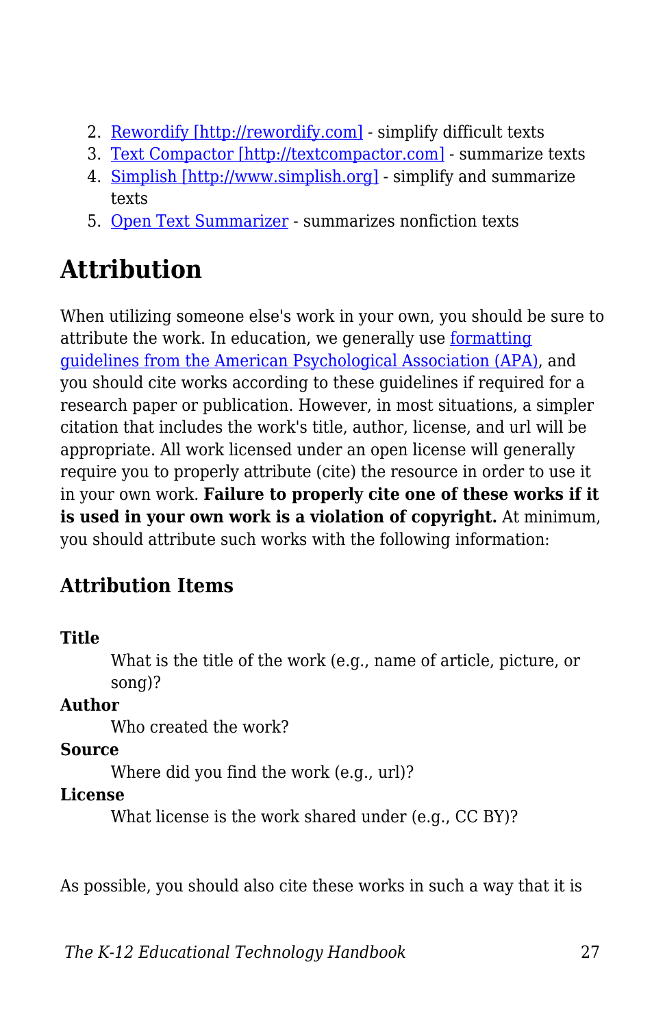2. Rewordify [http://rewordify.com] - simplify difficult texts
3. Text Compactor [http://textcompactor.com] - summarize texts
4. Simplish [http://www.simplish.org] - simplify and summarize texts
5. Open Text Summarizer - summarizes nonfiction texts

## Attribution

When utilizing someone else's work in your own, you should be sure to attribute the work. In education, we generally use formatting guidelines from the American Psychological Association (APA), and you should cite works according to these guidelines if required for a research paper or publication. However, in most situations, a simpler citation that includes the work's title, author, license, and url will be appropriate. All work licensed under an open license will generally require you to properly attribute (cite) the resource in order to use it in your own work. **Failure to properly cite one of these works if it is used in your own work is a violation of copyright.** At minimum, you should attribute such works with the following information:

### Attribution Items

**Title**
: What is the title of the work (e.g., name of article, picture, or song)?

**Author**
: Who created the work?

**Source**
: Where did you find the work (e.g., url)?

**License**
: What license is the work shared under (e.g., CC BY)?

As possible, you should also cite these works in such a way that it is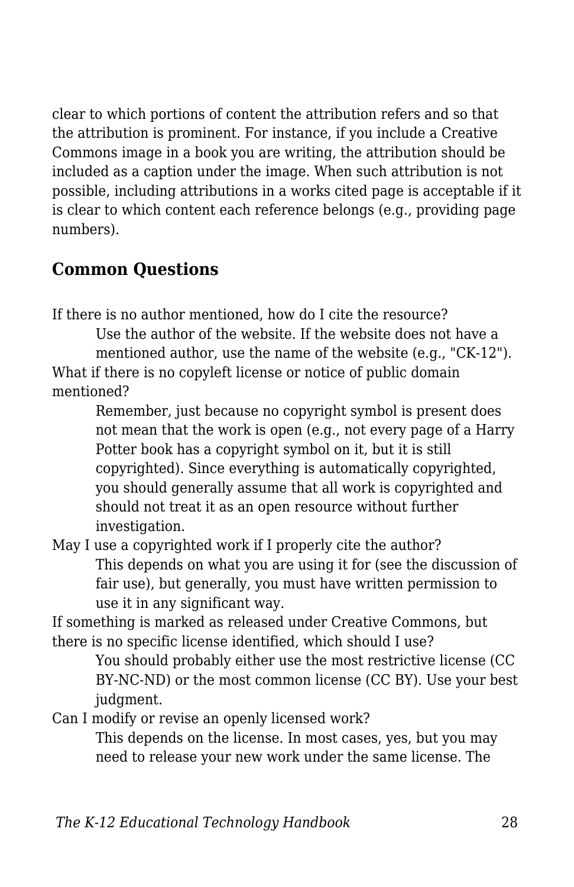clear to which portions of content the attribution refers and so that the attribution is prominent. For instance, if you include a Creative Commons image in a book you are writing, the attribution should be included as a caption under the image. When such attribution is not possible, including attributions in a works cited page is acceptable if it is clear to which content each reference belongs (e.g., providing page numbers).

## Common Questions

If there is no author mentioned, how do I cite the resource?
: Use the author of the website. If the website does not have a mentioned author, use the name of the website (e.g., "CK-12").

What if there is no copyleft license or notice of public domain mentioned?
: Remember, just because no copyright symbol is present does not mean that the work is open (e.g., not every page of a Harry Potter book has a copyright symbol on it, but it is still copyrighted). Since everything is automatically copyrighted, you should generally assume that all work is copyrighted and should not treat it as an open resource without further investigation.

May I use a copyrighted work if I properly cite the author?
: This depends on what you are using it for (see the discussion of fair use), but generally, you must have written permission to use it in any significant way.

If something is marked as released under Creative Commons, but there is no specific license identified, which should I use?
: You should probably either use the most restrictive license (CC BY-NC-ND) or the most common license (CC BY). Use your best judgment.

Can I modify or revise an openly licensed work?
: This depends on the license. In most cases, yes, but you may need to release your new work under the same license. The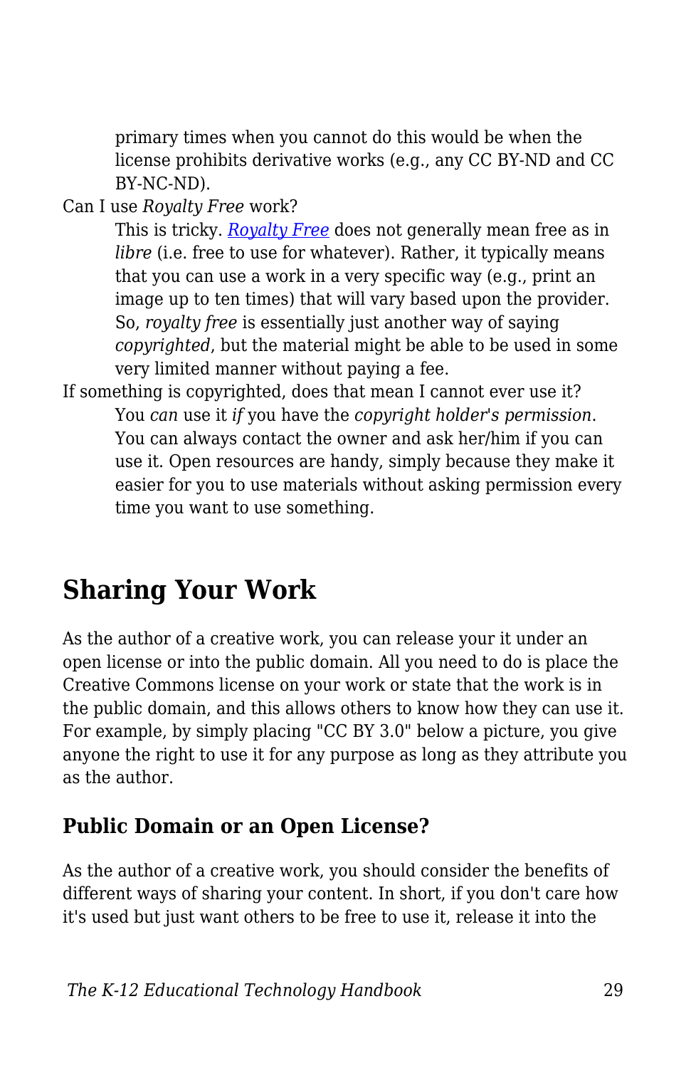primary times when you cannot do this would be when the license prohibits derivative works (e.g., any CC BY-ND and CC BY-NC-ND).

Can I use *Royalty Free* work?
: This is tricky. *Royalty Free* does not generally mean free as in *libre* (i.e. free to use for whatever). Rather, it typically means that you can use a work in a very specific way (e.g., print an image up to ten times) that will vary based upon the provider. So, *royalty free* is essentially just another way of saying *copyrighted*, but the material might be able to be used in some very limited manner without paying a fee.

If something is copyrighted, does that mean I cannot ever use it?
: You *can* use it *if* you have the *copyright holder's permission*. You can always contact the owner and ask her/him if you can use it. Open resources are handy, simply because they make it easier for you to use materials without asking permission every time you want to use something.

## Sharing Your Work

As the author of a creative work, you can release your it under an open license or into the public domain. All you need to do is place the Creative Commons license on your work or state that the work is in the public domain, and this allows others to know how they can use it. For example, by simply placing "CC BY 3.0" below a picture, you give anyone the right to use it for any purpose as long as they attribute you as the author.

### Public Domain or an Open License?

As the author of a creative work, you should consider the benefits of different ways of sharing your content. In short, if you don't care how it's used but just want others to be free to use it, release it into the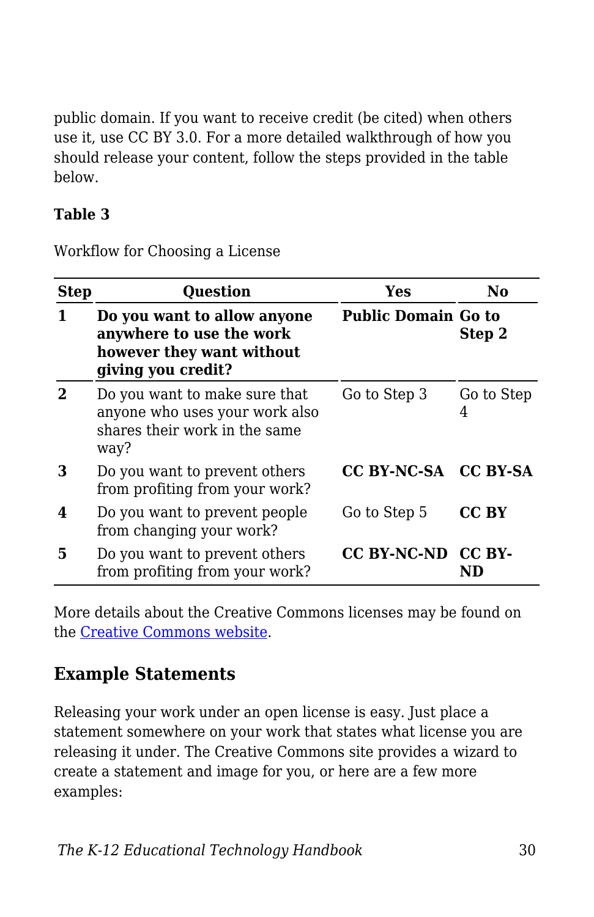public domain. If you want to receive credit (be cited) when others use it, use CC BY 3.0. For a more detailed walkthrough of how you should release your content, follow the steps provided in the table below.

**Table 3**

Workflow for Choosing a License

| Step | Question | Yes | No |
|---|---|---|---|
| **1** | **Do you want to allow anyone anywhere to use the work however they want without giving you credit?** | **Public Domain** | **Go to Step 2** |
| **2** | Do you want to make sure that anyone who uses your work also shares their work in the same way? | Go to Step 3 | Go to Step 4 |
| **3** | Do you want to prevent others from profiting from your work? | **CC BY-NC-SA** | **CC BY-SA** |
| **4** | Do you want to prevent people from changing your work? | Go to Step 5 | **CC BY** |
| **5** | Do you want to prevent others from profiting from your work? | **CC BY-NC-ND** | **CC BY-ND** |

More details about the Creative Commons licenses may be found on the Creative Commons website.

## Example Statements

Releasing your work under an open license is easy. Just place a statement somewhere on your work that states what license you are releasing it under. The Creative Commons site provides a wizard to create a statement and image for you, or here are a few more examples: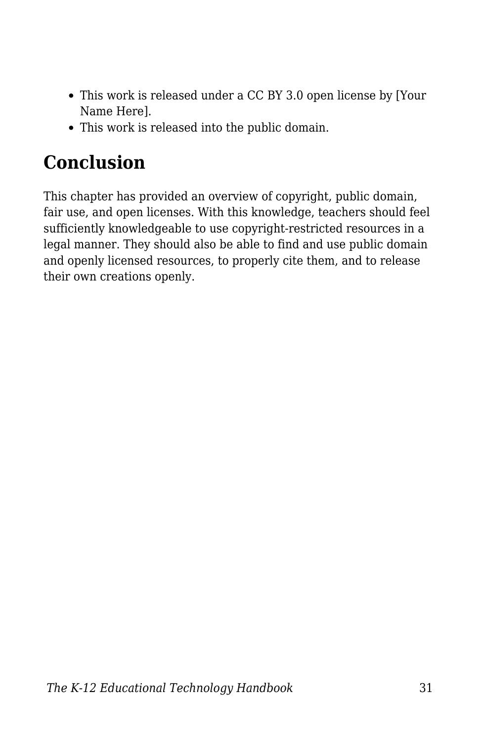- This work is released under a CC BY 3.0 open license by [Your Name Here].
- This work is released into the public domain.

## Conclusion

This chapter has provided an overview of copyright, public domain, fair use, and open licenses. With this knowledge, teachers should feel sufficiently knowledgeable to use copyright-restricted resources in a legal manner. They should also be able to find and use public domain and openly licensed resources, to properly cite them, and to release their own creations openly.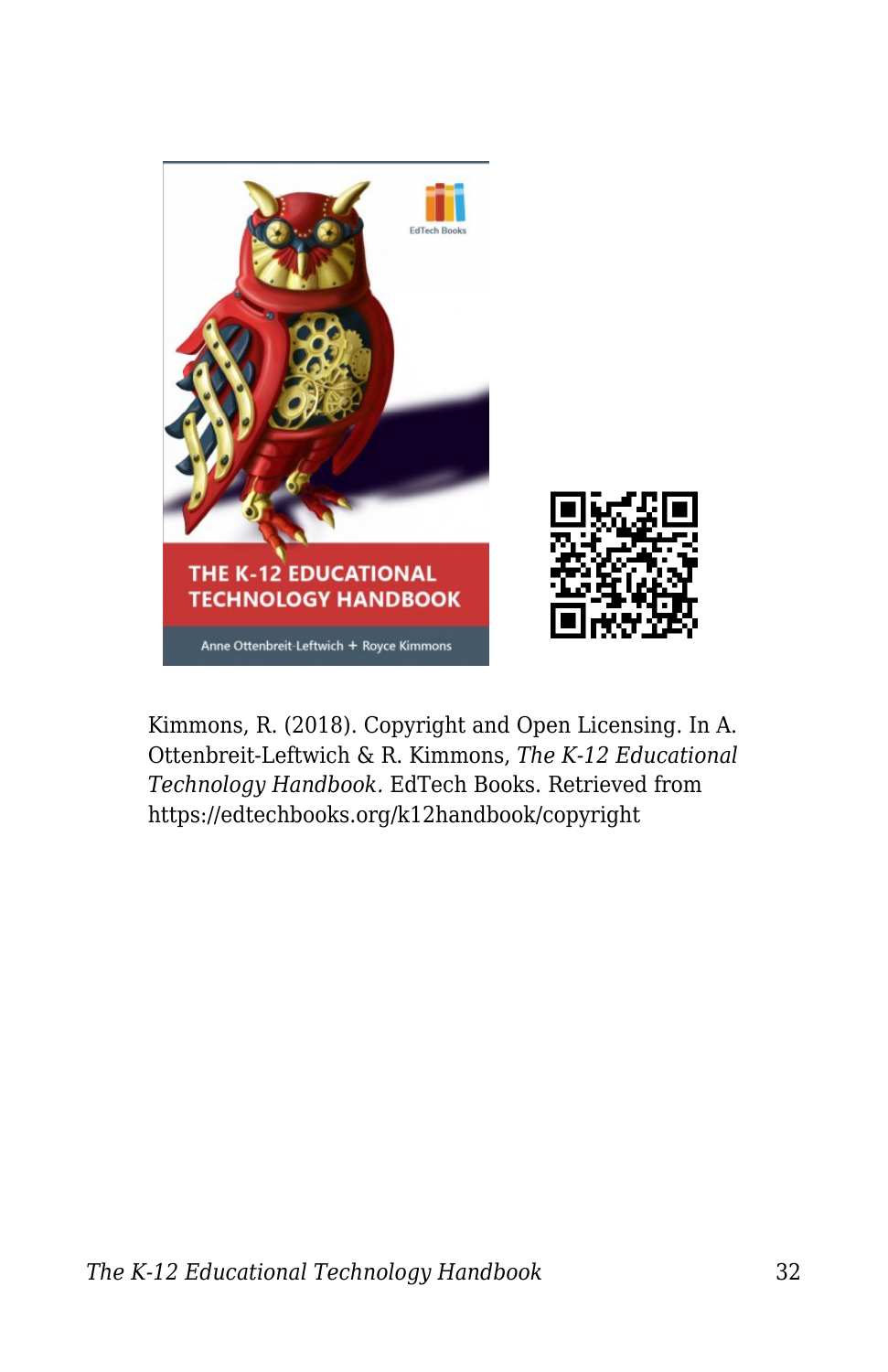Kimmons, R. (2018). Copyright and Open Licensing. In A. Ottenbreit-Leftwich & R. Kimmons, *The K-12 Educational Technology Handbook*. EdTech Books. Retrieved from https://edtechbooks.org/k12handbook/copyright